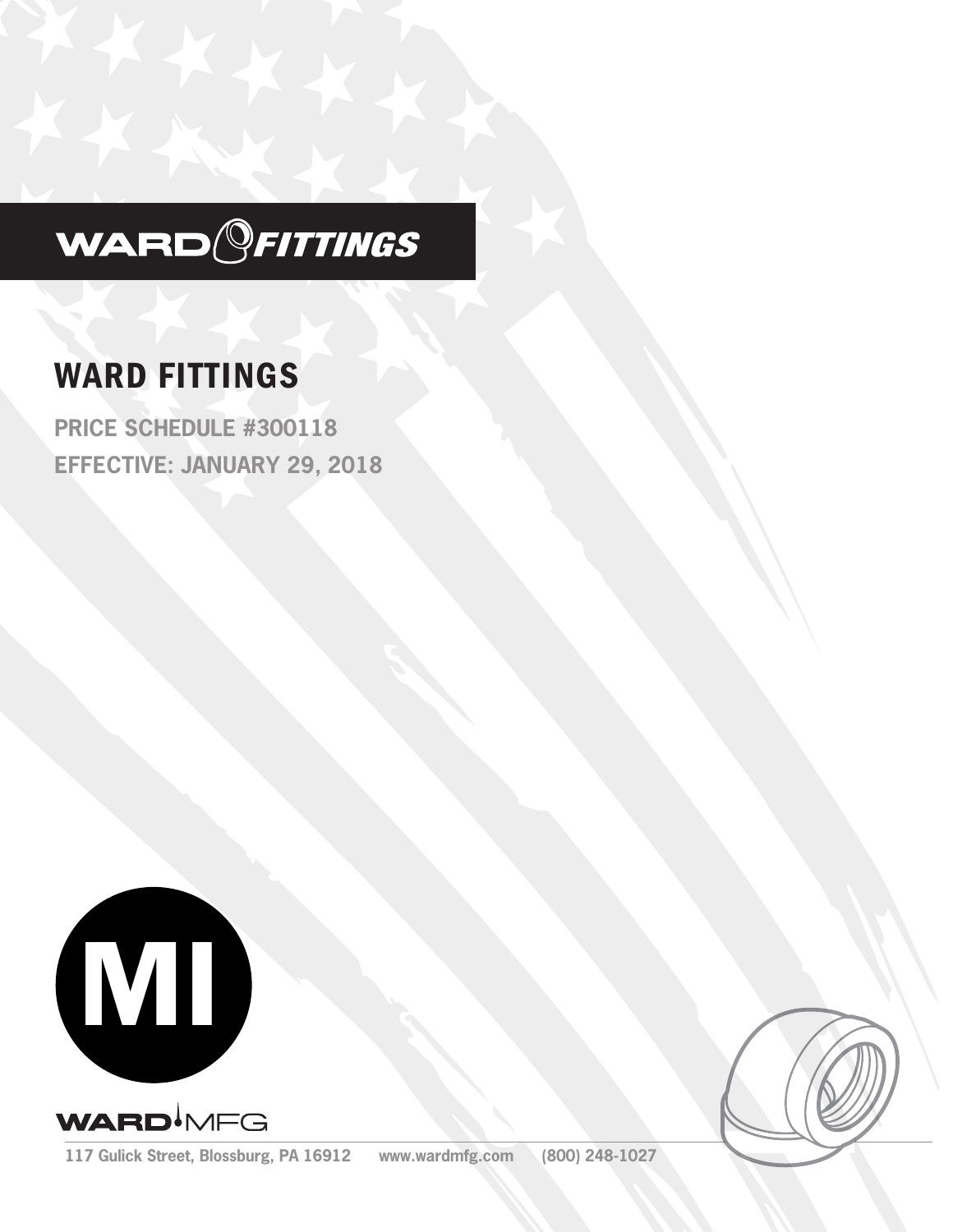WARD FITTINGS

# WARD FITTINGS

**PRICE SCHEDULE #300118**

**EFFECTIVE: JANUARY 29, 2018**

MI

WARD MFG

117 Gulick Street, Blossburg, PA 16912 www.wardmfg.com (800) 248-1027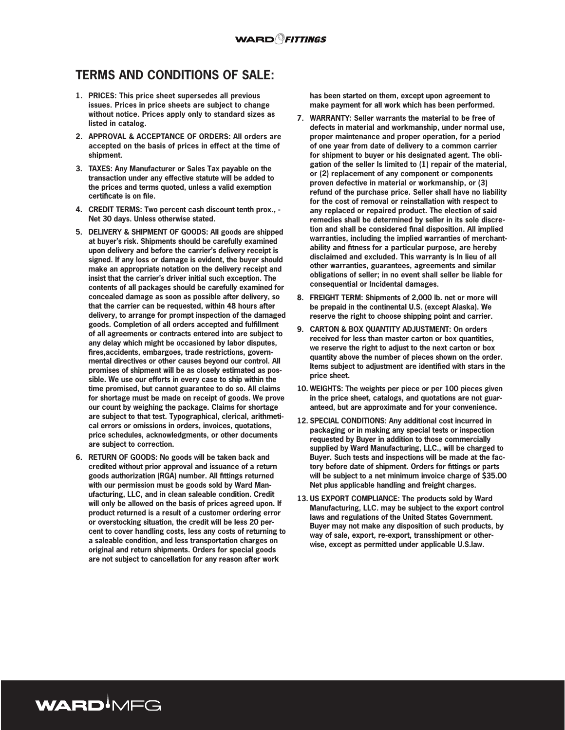## TERMS AND CONDITIONS OF SALE:

1. **PRICES: This price sheet supersedes all previous issues. Prices in price sheets are subject to change without notice. Prices apply only to standard sizes as listed in catalog.**
2. **APPROVAL & ACCEPTANCE OF ORDERS: All orders are accepted on the basis of prices in effect at the time of shipment.**
3. **TAXES: Any Manufacturer or Sales Tax payable on the transaction under any effective statute will be added to the prices and terms quoted, unless a valid exemption certificate is on file.**
4. **CREDIT TERMS: Two percent cash discount tenth prox., - Net 30 days. Unless otherwise stated.**
5. **DELIVERY & SHIPMENT OF GOODS: All goods are shipped at buyer's risk. Shipments should be carefully examined upon delivery and before the carrier's delivery receipt is signed. If any loss or damage is evident, the buyer should make an appropriate notation on the delivery receipt and insist that the carrier's driver initial such exception. The contents of all packages should be carefully examined for concealed damage as soon as possible after delivery, so that the carrier can be requested, within 48 hours after delivery, to arrange for prompt inspection of the damaged goods. Completion of all orders accepted and fulfillment of all agreements or contracts entered into are subject to any delay which might be occasioned by labor disputes, fires,accidents, embargoes, trade restrictions, governmental directives or other causes beyond our control. All promises of shipment will be as closely estimated as possible. We use our efforts in every case to ship within the time promised, but cannot guarantee to do so. All claims for shortage must be made on receipt of goods. We prove our count by weighing the package. Claims for shortage are subject to that test. Typographical, clerical, arithmetical errors or omissions in orders, invoices, quotations, price schedules, acknowledgments, or other documents are subject to correction.**
6. **RETURN OF GOODS: No goods will be taken back and credited without prior approval and issuance of a return goods authorization (RGA) number. All fittings returned with our permission must be goods sold by Ward Manufacturing, LLC, and in clean saleable condition. Credit will only be allowed on the basis of prices agreed upon. If product returned is a result of a customer ordering error or overstocking situation, the credit will be less 20 percent to cover handling costs, less any costs of returning to a saleable condition, and less transportation charges on original and return shipments. Orders for special goods are not subject to cancellation for any reason after work has been started on them, except upon agreement to make payment for all work which has been performed.**
7. **WARRANTY: Seller warrants the material to be free of defects in material and workmanship, under normal use, proper maintenance and proper operation, for a period of one year from date of delivery to a common carrier for shipment to buyer or his designated agent. The obligation of the seller Is limited to (1) repair of the material, or (2) replacement of any component or components proven defective in material or workmanship, or (3) refund of the purchase price. Seller shall have no liability for the cost of removal or reinstallation with respect to any replaced or repaired product. The election of said remedies shall be determined by seller in its sole discretion and shall be considered final disposition. All implied warranties, including the implied warranties of merchantability and fitness for a particular purpose, are hereby disclaimed and excluded. This warranty is In lieu of all other warranties, guarantees, agreements and similar obligations of seller; in no event shall seller be liable for consequential or Incidental damages.**
8. **FREIGHT TERM: Shipments of 2,000 lb. net or more will be prepaid in the continental U.S. (except Alaska). We reserve the right to choose shipping point and carrier.**
9. **CARTON & BOX QUANTITY ADJUSTMENT: On orders received for less than master carton or box quantities, we reserve the right to adjust to the next carton or box quantity above the number of pieces shown on the order. Items subject to adjustment are identified with stars in the price sheet.**
10. **WEIGHTS: The weights per piece or per 100 pieces given in the price sheet, catalogs, and quotations are not guaranteed, but are approximate and for your convenience.**
12. **SPECIAL CONDITIONS: Any additional cost incurred in packaging or in making any special tests or inspection requested by Buyer in addition to those commercially supplied by Ward Manufacturing, LLC., will be charged to Buyer. Such tests and inspections will be made at the factory before date of shipment. Orders for fittings or parts will be subject to a net minimum invoice charge of $35.00 Net plus applicable handling and freight charges.**
13. **US EXPORT COMPLIANCE: The products sold by Ward Manufacturing, LLC. may be subject to the export control laws and regulations of the United States Government. Buyer may not make any disposition of such products, by way of sale, export, re-export, transshipment or otherwise, except as permitted under applicable U.S.law.**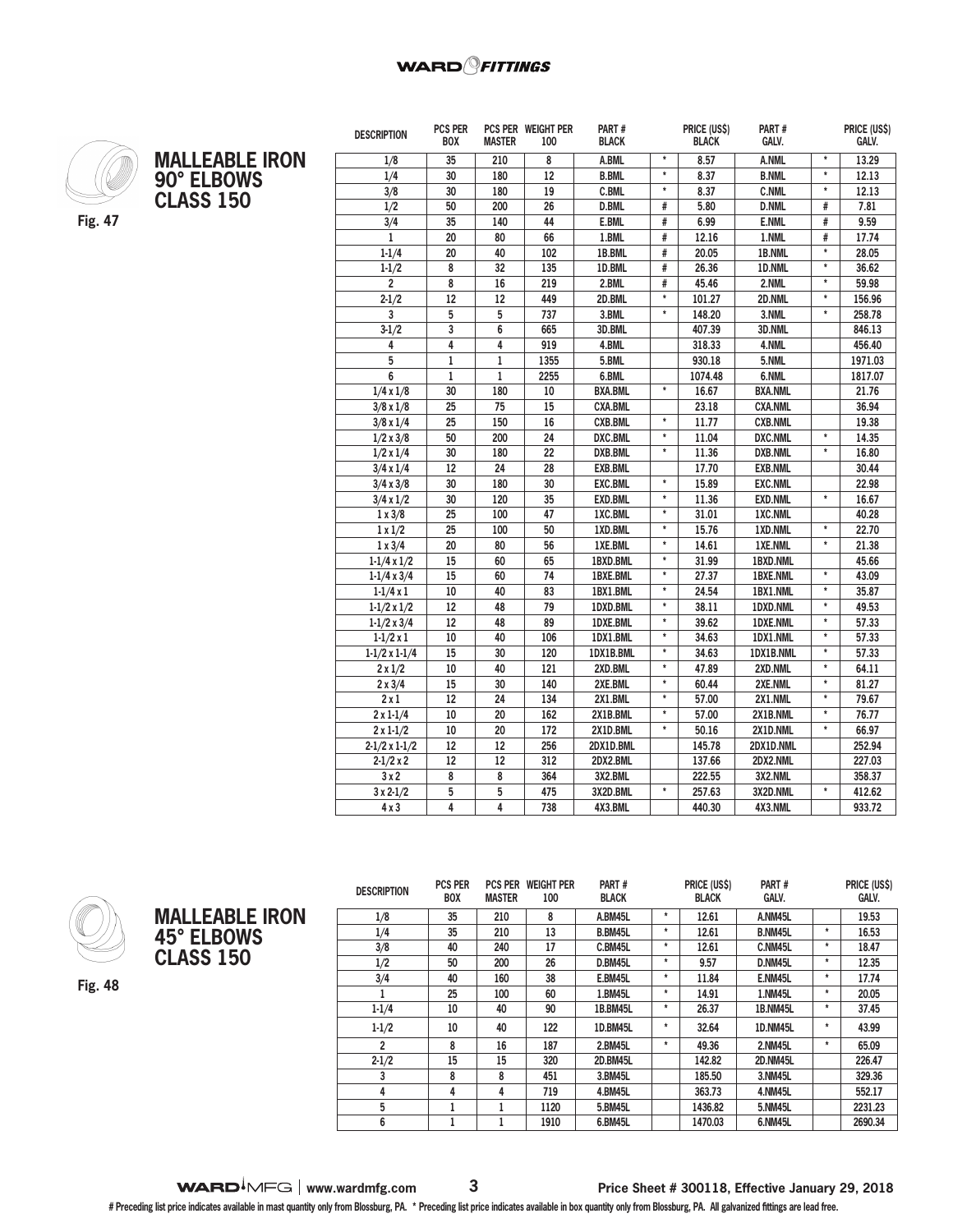## MALLEABLE IRON 90° ELBOWS CLASS 150

Fig. 47

| DESCRIPTION | PCS PER BOX | PCS PER MASTER | WEIGHT PER 100 | PART # BLACK | | PRICE (US$) BLACK | PART # GALV. | | PRICE (US$) GALV. |
|---|---|---|---|---|---|---|---|---|---|
| 1/8 | 35 | 210 | 8 | A.BML | * | 8.57 | A.NML | * | 13.29 |
| 1/4 | 30 | 180 | 12 | B.BML | * | 8.37 | B.NML | * | 12.13 |
| 3/8 | 30 | 180 | 19 | C.BML | * | 8.37 | C.NML | * | 12.13 |
| 1/2 | 50 | 200 | 26 | D.BML | # | 5.80 | D.NML | # | 7.81 |
| 3/4 | 35 | 140 | 44 | E.BML | # | 6.99 | E.NML | # | 9.59 |
| 1 | 20 | 80 | 66 | 1.BML | # | 12.16 | 1.NML | # | 17.74 |
| 1-1/4 | 20 | 40 | 102 | 1B.BML | # | 20.05 | 1B.NML | * | 28.05 |
| 1-1/2 | 8 | 32 | 135 | 1D.BML | # | 26.36 | 1D.NML | * | 36.62 |
| 2 | 8 | 16 | 219 | 2.BML | # | 45.46 | 2.NML | * | 59.98 |
| 2-1/2 | 12 | 12 | 449 | 2D.BML | * | 101.27 | 2D.NML | * | 156.96 |
| 3 | 5 | 5 | 737 | 3.BML | * | 148.20 | 3.NML | * | 258.78 |
| 3-1/2 | 3 | 6 | 665 | 3D.BML | | 407.39 | 3D.NML | | 846.13 |
| 4 | 4 | 4 | 919 | 4.BML | | 318.33 | 4.NML | | 456.40 |
| 5 | 1 | 1 | 1355 | 5.BML | | 930.18 | 5.NML | | 1971.03 |
| 6 | 1 | 1 | 2255 | 6.BML | | 1074.48 | 6.NML | | 1817.07 |
| 1/4 x 1/8 | 30 | 180 | 10 | BXA.BML | * | 16.67 | BXA.NML | | 21.76 |
| 3/8 x 1/8 | 25 | 75 | 15 | CXA.BML | | 23.18 | CXA.NML | | 36.94 |
| 3/8 x 1/4 | 25 | 150 | 16 | CXB.BML | * | 11.77 | CXB.NML | | 19.38 |
| 1/2 x 3/8 | 50 | 200 | 24 | DXC.BML | * | 11.04 | DXC.NML | * | 14.35 |
| 1/2 x 1/4 | 30 | 180 | 22 | DXB.BML | * | 11.36 | DXB.NML | * | 16.80 |
| 3/4 x 1/4 | 12 | 24 | 28 | EXB.BML | | 17.70 | EXB.NML | | 30.44 |
| 3/4 x 3/8 | 30 | 180 | 30 | EXC.BML | * | 15.89 | EXC.NML | | 22.98 |
| 3/4 x 1/2 | 30 | 120 | 35 | EXD.BML | * | 11.36 | EXD.NML | * | 16.67 |
| 1 x 3/8 | 25 | 100 | 47 | 1XC.BML | * | 31.01 | 1XC.NML | | 40.28 |
| 1 x 1/2 | 25 | 100 | 50 | 1XD.BML | * | 15.76 | 1XD.NML | * | 22.70 |
| 1 x 3/4 | 20 | 80 | 56 | 1XE.BML | * | 14.61 | 1XE.NML | * | 21.38 |
| 1-1/4 x 1/2 | 15 | 60 | 65 | 1BXD.BML | * | 31.99 | 1BXD.NML | | 45.66 |
| 1-1/4 x 3/4 | 15 | 60 | 74 | 1BXE.BML | * | 27.37 | 1BXE.NML | * | 43.09 |
| 1-1/4 x 1 | 10 | 40 | 83 | 1BX1.BML | * | 24.54 | 1BX1.NML | * | 35.87 |
| 1-1/2 x 1/2 | 12 | 48 | 79 | 1DXD.BML | * | 38.11 | 1DXD.NML | * | 49.53 |
| 1-1/2 x 3/4 | 12 | 48 | 89 | 1DXE.BML | * | 39.62 | 1DXE.NML | * | 57.33 |
| 1-1/2 x 1 | 10 | 40 | 106 | 1DX1.BML | * | 34.63 | 1DX1.NML | * | 57.33 |
| 1-1/2 x 1-1/4 | 15 | 30 | 120 | 1DX1B.BML | * | 34.63 | 1DX1B.NML | * | 57.33 |
| 2 x 1/2 | 10 | 40 | 121 | 2XD.BML | * | 47.89 | 2XD.NML | * | 64.11 |
| 2 x 3/4 | 15 | 30 | 140 | 2XE.BML | * | 60.44 | 2XE.NML | * | 81.27 |
| 2 x 1 | 12 | 24 | 134 | 2X1.BML | * | 57.00 | 2X1.NML | * | 79.67 |
| 2 x 1-1/4 | 10 | 20 | 162 | 2X1B.BML | * | 57.00 | 2X1B.NML | * | 76.77 |
| 2 x 1-1/2 | 10 | 20 | 172 | 2X1D.BML | * | 50.16 | 2X1D.NML | * | 66.97 |
| 2-1/2 x 1-1/2 | 12 | 12 | 256 | 2DX1D.BML | | 145.78 | 2DX1D.NML | | 252.94 |
| 2-1/2 x 2 | 12 | 12 | 312 | 2DX2.BML | | 137.66 | 2DX2.NML | | 227.03 |
| 3 x 2 | 8 | 8 | 364 | 3X2.BML | | 222.55 | 3X2.NML | | 358.37 |
| 3 x 2-1/2 | 5 | 5 | 475 | 3X2D.BML | * | 257.63 | 3X2D.NML | * | 412.62 |
| 4 x 3 | 4 | 4 | 738 | 4X3.BML | | 440.30 | 4X3.NML | | 933.72 |

## MALLEABLE IRON 45° ELBOWS CLASS 150

Fig. 48

| DESCRIPTION | PCS PER BOX | PCS PER MASTER | WEIGHT PER 100 | PART # BLACK | | PRICE (US$) BLACK | PART # GALV. | | PRICE (US$) GALV. |
|---|---|---|---|---|---|---|---|---|---|
| 1/8 | 35 | 210 | 8 | A.BM45L | * | 12.61 | A.NM45L | | 19.53 |
| 1/4 | 35 | 210 | 13 | B.BM45L | * | 12.61 | B.NM45L | * | 16.53 |
| 3/8 | 40 | 240 | 17 | C.BM45L | * | 12.61 | C.NM45L | * | 18.47 |
| 1/2 | 50 | 200 | 26 | D.BM45L | * | 9.57 | D.NM45L | * | 12.35 |
| 3/4 | 40 | 160 | 38 | E.BM45L | * | 11.84 | E.NM45L | * | 17.74 |
| 1 | 25 | 100 | 60 | 1.BM45L | * | 14.91 | 1.NM45L | * | 20.05 |
| 1-1/4 | 10 | 40 | 90 | 1B.BM45L | * | 26.37 | 1B.NM45L | * | 37.45 |
| 1-1/2 | 10 | 40 | 122 | 1D.BM45L | * | 32.64 | 1D.NM45L | * | 43.99 |
| 2 | 8 | 16 | 187 | 2.BM45L | * | 49.36 | 2.NM45L | * | 65.09 |
| 2-1/2 | 15 | 15 | 320 | 2D.BM45L | | 142.82 | 2D.NM45L | | 226.47 |
| 3 | 8 | 8 | 451 | 3.BM45L | | 185.50 | 3.NM45L | | 329.36 |
| 4 | 4 | 4 | 719 | 4.BM45L | | 363.73 | 4.NM45L | | 552.17 |
| 5 | 1 | 1 | 1120 | 5.BM45L | | 1436.82 | 5.NM45L | | 2231.23 |
| 6 | 1 | 1 | 1910 | 6.BM45L | | 1470.03 | 6.NM45L | | 2690.34 |

# Preceding list price indicates available in mast quantity only from Blossburg, PA. * Preceding list price indicates available in box quantity only from Blossburg, PA. All galvanized fittings are lead free.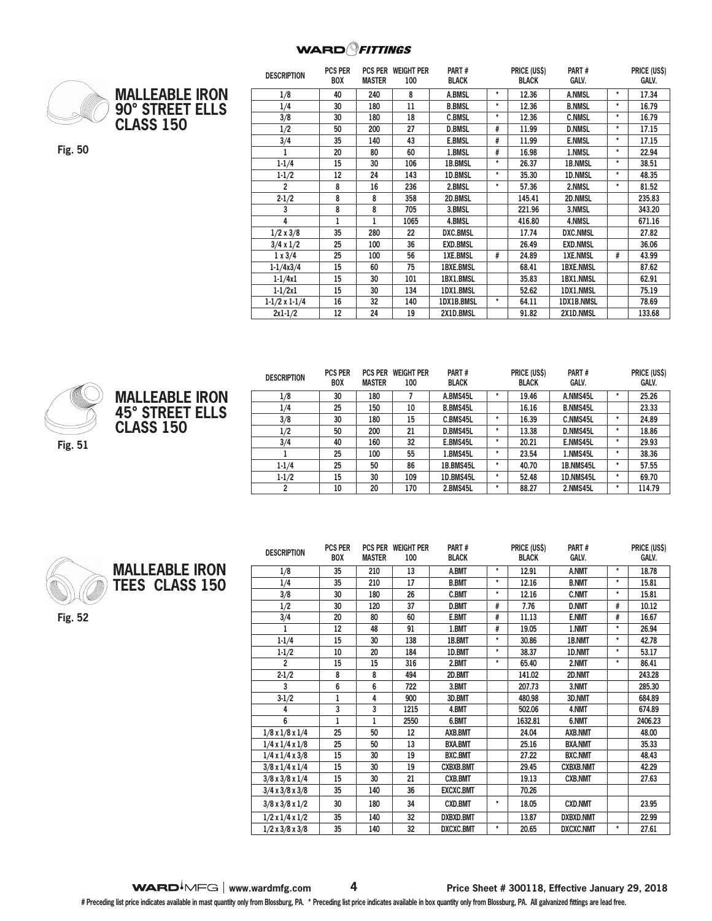# MALLEABLE IRON 90° STREET ELLS CLASS 150

Fig. 50

| DESCRIPTION | PCS PER BOX | PCS PER MASTER | WEIGHT PER 100 | PART # BLACK | | PRICE (US$) BLACK | PART # GALV. | | PRICE (US$) GALV. |
|---|---|---|---|---|---|---|---|---|---|
| 1/8 | 40 | 240 | 8 | A.BMSL | * | 12.36 | A.NMSL | * | 17.34 |
| 1/4 | 30 | 180 | 11 | B.BMSL | * | 12.36 | B.NMSL | * | 16.79 |
| 3/8 | 30 | 180 | 18 | C.BMSL | * | 12.36 | C.NMSL | * | 16.79 |
| 1/2 | 50 | 200 | 27 | D.BMSL | # | 11.99 | D.NMSL | * | 17.15 |
| 3/4 | 35 | 140 | 43 | E.BMSL | # | 11.99 | E.NMSL | * | 17.15 |
| 1 | 20 | 80 | 60 | 1.BMSL | # | 16.98 | 1.NMSL | * | 22.94 |
| 1-1/4 | 15 | 30 | 106 | 1B.BMSL | * | 26.37 | 1B.NMSL | * | 38.51 |
| 1-1/2 | 12 | 24 | 143 | 1D.BMSL | * | 35.30 | 1D.NMSL | * | 48.35 |
| 2 | 8 | 16 | 236 | 2.BMSL | * | 57.36 | 2.NMSL | * | 81.52 |
| 2-1/2 | 8 | 8 | 358 | 2D.BMSL | | 145.41 | 2D.NMSL | | 235.83 |
| 3 | 8 | 8 | 705 | 3.BMSL | | 221.96 | 3.NMSL | | 343.20 |
| 4 | 1 | 1 | 1065 | 4.BMSL | | 416.80 | 4.NMSL | | 671.16 |
| 1/2 x 3/8 | 35 | 280 | 22 | DXC.BMSL | | 17.74 | DXC.NMSL | | 27.82 |
| 3/4 x 1/2 | 25 | 100 | 36 | EXD.BMSL | | 26.49 | EXD.NMSL | | 36.06 |
| 1 x 3/4 | 25 | 100 | 56 | 1XE.BMSL | # | 24.89 | 1XE.NMSL | # | 43.99 |
| 1-1/4x3/4 | 15 | 60 | 75 | 1BXE.BMSL | | 68.41 | 1BXE.NMSL | | 87.62 |
| 1-1/4x1 | 15 | 30 | 101 | 1BX1.BMSL | | 35.83 | 1BX1.NMSL | | 62.91 |
| 1-1/2x1 | 15 | 30 | 134 | 1DX1.BMSL | | 52.62 | 1DX1.NMSL | | 75.19 |
| 1-1/2 x 1-1/4 | 16 | 32 | 140 | 1DX1B.BMSL | * | 64.11 | 1DX1B.NMSL | | 78.69 |
| 2x1-1/2 | 12 | 24 | 19 | 2X1D.BMSL | | 91.82 | 2X1D.NMSL | | 133.68 |

# MALLEABLE IRON 45° STREET ELLS CLASS 150

Fig. 51

| DESCRIPTION | PCS PER BOX | PCS PER MASTER | WEIGHT PER 100 | PART # BLACK | | PRICE (US$) BLACK | PART # GALV. | | PRICE (US$) GALV. |
|---|---|---|---|---|---|---|---|---|---|
| 1/8 | 30 | 180 | 7 | A.BMS45L | * | 19.46 | A.NMS45L | * | 25.26 |
| 1/4 | 25 | 150 | 10 | B.BMS45L | | 16.16 | B.NMS45L | | 23.33 |
| 3/8 | 30 | 180 | 15 | C.BMS45L | * | 16.39 | C.NMS45L | * | 24.89 |
| 1/2 | 50 | 200 | 21 | D.BMS45L | * | 13.38 | D.NMS45L | * | 18.86 |
| 3/4 | 40 | 160 | 32 | E.BMS45L | * | 20.21 | E.NMS45L | * | 29.93 |
| 1 | 25 | 100 | 55 | 1.BMS45L | * | 23.54 | 1.NMS45L | * | 38.36 |
| 1-1/4 | 25 | 50 | 86 | 1B.BMS45L | * | 40.70 | 1B.NMS45L | * | 57.55 |
| 1-1/2 | 15 | 30 | 109 | 1D.BMS45L | * | 52.48 | 1D.NMS45L | * | 69.70 |
| 2 | 10 | 20 | 170 | 2.BMS45L | * | 88.27 | 2.NMS45L | * | 114.79 |

# MALLEABLE IRON TEES CLASS 150

Fig. 52

| DESCRIPTION | PCS PER BOX | PCS PER MASTER | WEIGHT PER 100 | PART # BLACK | | PRICE (US$) BLACK | PART # GALV. | | PRICE (US$) GALV. |
|---|---|---|---|---|---|---|---|---|---|
| 1/8 | 35 | 210 | 13 | A.BMT | * | 12.91 | A.NMT | * | 18.78 |
| 1/4 | 35 | 210 | 17 | B.BMT | * | 12.16 | B.NMT | * | 15.81 |
| 3/8 | 30 | 180 | 26 | C.BMT | * | 12.16 | C.NMT | * | 15.81 |
| 1/2 | 30 | 120 | 37 | D.BMT | # | 7.76 | D.NMT | # | 10.12 |
| 3/4 | 20 | 80 | 60 | E.BMT | # | 11.13 | E.NMT | # | 16.67 |
| 1 | 12 | 48 | 91 | 1.BMT | # | 19.05 | 1.NMT | * | 26.94 |
| 1-1/4 | 15 | 30 | 138 | 1B.BMT | * | 30.86 | 1B.NMT | * | 42.78 |
| 1-1/2 | 10 | 20 | 184 | 1D.BMT | * | 38.37 | 1D.NMT | * | 53.17 |
| 2 | 15 | 15 | 316 | 2.BMT | * | 65.40 | 2.NMT | * | 86.41 |
| 2-1/2 | 8 | 8 | 494 | 2D.BMT | | 141.02 | 2D.NMT | | 243.28 |
| 3 | 6 | 6 | 722 | 3.BMT | | 207.73 | 3.NMT | | 285.30 |
| 3-1/2 | 1 | 4 | 900 | 3D.BMT | | 480.98 | 3D.NMT | | 684.89 |
| 4 | 3 | 3 | 1215 | 4.BMT | | 502.06 | 4.NMT | | 674.89 |
| 6 | 1 | 1 | 2550 | 6.BMT | | 1632.81 | 6.NMT | | 2406.23 |
| 1/8 x 1/8 x 1/4 | 25 | 50 | 12 | AXB.BMT | | 24.04 | AXB.NMT | | 48.00 |
| 1/4 x 1/4 x 1/8 | 25 | 50 | 13 | BXA.BMT | | 25.16 | BXA.NMT | | 35.33 |
| 1/4 x 1/4 x 3/8 | 15 | 30 | 19 | BXC.BMT | | 27.22 | BXC.NMT | | 48.43 |
| 3/8 x 1/4 x 1/4 | 15 | 30 | 19 | CXBXB.BMT | | 29.45 | CXBXB.NMT | | 42.29 |
| 3/8 x 3/8 x 1/4 | 15 | 30 | 21 | CXB.BMT | | 19.13 | CXB.NMT | | 27.63 |
| 3/4 x 3/8 x 3/8 | 35 | 140 | 36 | EXCXC.BMT | | 70.26 | | | |
| 3/8 x 3/8 x 1/2 | 30 | 180 | 34 | CXD.BMT | * | 18.05 | CXD.NMT | | 23.95 |
| 1/2 x 1/4 x 1/2 | 35 | 140 | 32 | DXBXD.BMT | | 13.87 | DXBXD.NMT | | 22.99 |
| 1/2 x 3/8 x 3/8 | 35 | 140 | 32 | DXCXC.BMT | * | 20.65 | DXCXC.NMT | * | 27.61 |

WARD MFG | www.wardmfg.com    Price Sheet # 300118, Effective January 29, 2018

# Preceding list price indicates available in mast quantity only from Blossburg, PA. * Preceding list price indicates available in box quantity only from Blossburg, PA. All galvanized fittings are lead free.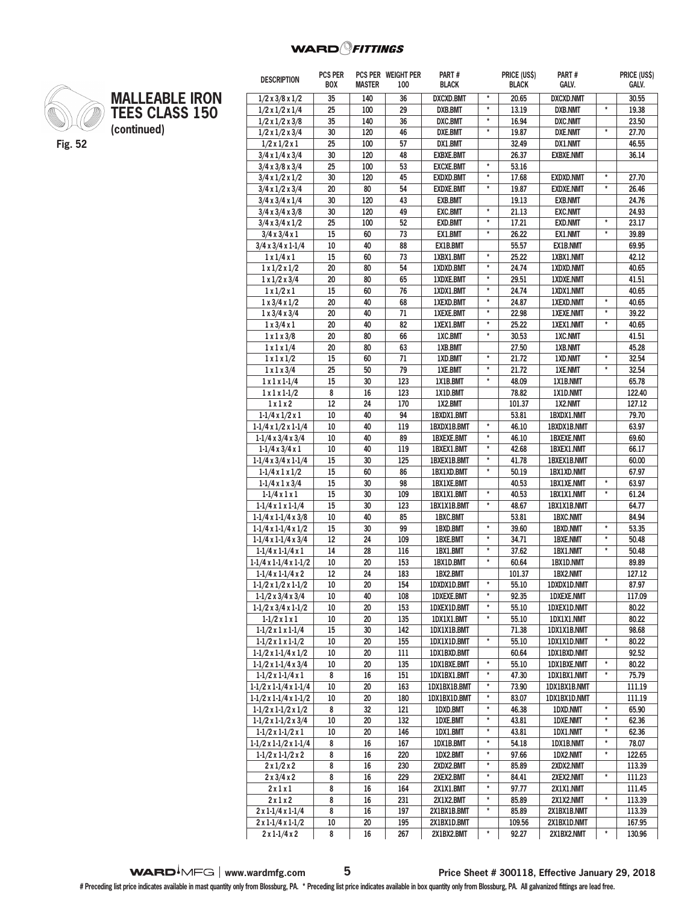# MALLEABLE IRON TEES CLASS 150

**(continued)**

Fig. 52

| DESCRIPTION | PCS PER BOX | PCS PER MASTER | WEIGHT PER 100 | PART # BLACK | | PRICE (US$) BLACK | PART # GALV. | | PRICE (US$) GALV. |
|---|---|---|---|---|---|---|---|---|---|
| 1/2 x 3/8 x 1/2 | 35 | 140 | 36 | DXCXD.BMT | * | 20.65 | DXCXD.NMT | | 30.55 |
| 1/2 x 1/2 x 1/4 | 25 | 100 | 29 | DXB.BMT | * | 13.19 | DXB.NMT | * | 19.38 |
| 1/2 x 1/2 x 3/8 | 35 | 140 | 36 | DXC.BMT | * | 16.94 | DXC.NMT | | 23.50 |
| 1/2 x 1/2 x 3/4 | 30 | 120 | 46 | DXE.BMT | * | 19.87 | DXE.NMT | * | 27.70 |
| 1/2 x 1/2 x 1 | 25 | 100 | 57 | DX1.BMT | | 32.49 | DX1.NMT | | 46.55 |
| 3/4 x 1/4 x 3/4 | 30 | 120 | 48 | EXBXE.BMT | | 26.37 | EXBXE.NMT | | 36.14 |
| 3/4 x 3/8 x 3/4 | 25 | 100 | 53 | EXCXE.BMT | * | 53.16 | | | |
| 3/4 x 1/2 x 1/2 | 30 | 120 | 45 | EXDXD.BMT | * | 17.68 | EXDXD.NMT | * | 27.70 |
| 3/4 x 1/2 x 3/4 | 20 | 80 | 54 | EXDXE.BMT | * | 19.87 | EXDXE.NMT | * | 26.46 |
| 3/4 x 3/4 x 1/4 | 30 | 120 | 43 | EXB.BMT | | 19.13 | EXB.NMT | | 24.76 |
| 3/4 x 3/4 x 3/8 | 30 | 120 | 49 | EXC.BMT | * | 21.13 | EXC.NMT | | 24.93 |
| 3/4 x 3/4 x 1/2 | 25 | 100 | 52 | EXD.BMT | * | 17.21 | EXD.NMT | * | 23.17 |
| 3/4 x 3/4 x 1 | 15 | 60 | 73 | EX1.BMT | * | 26.22 | EX1.NMT | * | 39.89 |
| 3/4 x 3/4 x 1-1/4 | 10 | 40 | 88 | EX1B.BMT | | 55.57 | EX1B.NMT | | 69.95 |
| 1 x 1/4 x 1 | 15 | 60 | 73 | 1XBX1.BMT | * | 25.22 | 1XBX1.NMT | | 42.12 |
| 1 x 1/2 x 1/2 | 20 | 80 | 54 | 1XDXD.BMT | * | 24.74 | 1XDXD.NMT | | 40.65 |
| 1 x 1/2 x 3/4 | 20 | 80 | 65 | 1XDXE.BMT | * | 29.51 | 1XDXE.NMT | | 41.51 |
| 1 x 1/2 x 1 | 15 | 60 | 76 | 1XDX1.BMT | * | 24.74 | 1XDX1.NMT | | 40.65 |
| 1 x 3/4 x 1/2 | 20 | 40 | 68 | 1XEXD.BMT | * | 24.87 | 1XEXD.NMT | * | 40.65 |
| 1 x 3/4 x 3/4 | 20 | 40 | 71 | 1XEXE.BMT | * | 22.98 | 1XEXE.NMT | * | 39.22 |
| 1 x 3/4 x 1 | 20 | 40 | 82 | 1XEX1.BMT | * | 25.22 | 1XEX1.NMT | * | 40.65 |
| 1 x 1 x 3/8 | 20 | 80 | 66 | 1XC.BMT | * | 30.53 | 1XC.NMT | | 41.51 |
| 1 x 1 x 1/4 | 20 | 80 | 63 | 1XB.BMT | | 27.50 | 1XB.NMT | | 45.28 |
| 1 x 1 x 1/2 | 15 | 60 | 71 | 1XD.BMT | * | 21.72 | 1XD.NMT | * | 32.54 |
| 1 x 1 x 3/4 | 25 | 50 | 79 | 1XE.BMT | * | 21.72 | 1XE.NMT | * | 32.54 |
| 1 x 1 x 1-1/4 | 15 | 30 | 123 | 1X1B.BMT | * | 48.09 | 1X1B.NMT | | 65.78 |
| 1 x 1 x 1-1/2 | 8 | 16 | 123 | 1X1D.BMT | | 78.82 | 1X1D.NMT | | 122.40 |
| 1 x 1 x 2 | 12 | 24 | 170 | 1X2.BMT | | 101.37 | 1X2.NMT | | 127.12 |
| 1-1/4 x 1/2 x 1 | 10 | 40 | 94 | 1BXDX1.BMT | | 53.81 | 1BXDX1.NMT | | 79.70 |
| 1-1/4 x 1/2 x 1-1/4 | 10 | 40 | 119 | 1BXDX1B.BMT | * | 46.10 | 1BXDX1B.NMT | | 63.97 |
| 1-1/4 x 3/4 x 3/4 | 10 | 40 | 89 | 1BXEXE.BMT | * | 46.10 | 1BXEXE.NMT | | 69.60 |
| 1-1/4 x 3/4 x 1 | 10 | 40 | 119 | 1BXEX1.BMT | * | 42.68 | 1BXEX1.NMT | | 66.17 |
| 1-1/4 x 3/4 x 1-1/4 | 15 | 30 | 125 | 1BXEX1B.BMT | * | 41.78 | 1BXEX1B.NMT | | 60.00 |
| 1-1/4 x 1 x 1/2 | 15 | 60 | 86 | 1BX1XD.BMT | * | 50.19 | 1BX1XD.NMT | | 67.97 |
| 1-1/4 x 1 x 3/4 | 15 | 30 | 98 | 1BX1XE.BMT | | 40.53 | 1BX1XE.NMT | * | 63.97 |
| 1-1/4 x 1 x 1 | 15 | 30 | 109 | 1BX1X1.BMT | * | 40.53 | 1BX1X1.NMT | * | 61.24 |
| 1-1/4 x 1 x 1-1/4 | 15 | 30 | 123 | 1BX1X1B.BMT | * | 48.67 | 1BX1X1B.NMT | | 64.77 |
| 1-1/4 x 1-1/4 x 3/8 | 10 | 40 | 85 | 1BXC.BMT | | 53.81 | 1BXC.NMT | | 84.94 |
| 1-1/4 x 1-1/4 x 1/2 | 15 | 30 | 99 | 1BXD.BMT | * | 39.60 | 1BXD.NMT | * | 53.35 |
| 1-1/4 x 1-1/4 x 3/4 | 12 | 24 | 109 | 1BXE.BMT | * | 34.71 | 1BXE.NMT | * | 50.48 |
| 1-1/4 x 1-1/4 x 1 | 14 | 28 | 116 | 1BX1.BMT | * | 37.62 | 1BX1.NMT | * | 50.48 |
| 1-1/4 x 1-1/4 x 1-1/2 | 10 | 20 | 153 | 1BX1D.BMT | * | 60.64 | 1BX1D.NMT | | 89.89 |
| 1-1/4 x 1-1/4 x 2 | 12 | 24 | 183 | 1BX2.BMT | | 101.37 | 1BX2.NMT | | 127.12 |
| 1-1/2 x 1/2 x 1-1/2 | 10 | 20 | 154 | 1DXDX1D.BMT | * | 55.10 | 1DXDX1D.NMT | | 87.97 |
| 1-1/2 x 3/4 x 3/4 | 10 | 40 | 108 | 1DXEXE.BMT | * | 92.35 | 1DXEXE.NMT | | 117.09 |
| 1-1/2 x 3/4 x 1-1/2 | 10 | 20 | 153 | 1DXEX1D.BMT | * | 55.10 | 1DXEX1D.NMT | | 80.22 |
| 1-1/2 x 1 x 1 | 10 | 20 | 135 | 1DX1X1.BMT | * | 55.10 | 1DX1X1.NMT | | 80.22 |
| 1-1/2 x 1 x 1-1/4 | 15 | 30 | 142 | 1DX1X1B.BMT | | 71.38 | 1DX1X1B.NMT | | 98.68 |
| 1-1/2 x 1 x 1-1/2 | 10 | 20 | 155 | 1DX1X1D.BMT | * | 55.10 | 1DX1X1D.NMT | * | 80.22 |
| 1-1/2 x 1-1/4 x 1/2 | 10 | 20 | 111 | 1DX1BXD.BMT | | 60.64 | 1DX1BXD.NMT | | 92.52 |
| 1-1/2 x 1-1/4 x 3/4 | 10 | 20 | 135 | 1DX1BXE.BMT | * | 55.10 | 1DX1BXE.NMT | * | 80.22 |
| 1-1/2 x 1-1/4 x 1 | 8 | 16 | 151 | 1DX1BX1.BMT | * | 47.30 | 1DX1BX1.NMT | * | 75.79 |
| 1-1/2 x 1-1/4 x 1-1/4 | 10 | 20 | 163 | 1DX1BX1B.BMT | * | 73.90 | 1DX1BX1B.NMT | | 111.19 |
| 1-1/2 x 1-1/4 x 1-1/2 | 10 | 20 | 180 | 1DX1BX1D.BMT | * | 83.07 | 1DX1BX1D.NMT | | 111.19 |
| 1-1/2 x 1-1/2 x 1/2 | 8 | 32 | 121 | 1DXD.BMT | * | 46.38 | 1DXD.NMT | * | 65.90 |
| 1-1/2 x 1-1/2 x 3/4 | 10 | 20 | 132 | 1DXE.BMT | * | 43.81 | 1DXE.NMT | * | 62.36 |
| 1-1/2 x 1-1/2 x 1 | 10 | 20 | 146 | 1DX1.BMT | * | 43.81 | 1DX1.NMT | * | 62.36 |
| 1-1/2 x 1-1/2 x 1-1/4 | 8 | 16 | 167 | 1DX1B.BMT | * | 54.18 | 1DX1B.NMT | * | 78.07 |
| 1-1/2 x 1-1/2 x 2 | 8 | 16 | 220 | 1DX2.BMT | * | 97.66 | 1DX2.NMT | * | 122.65 |
| 2 x 1/2 x 2 | 8 | 16 | 230 | 2XDX2.BMT | * | 85.89 | 2XDX2.NMT | | 113.39 |
| 2 x 3/4 x 2 | 8 | 16 | 229 | 2XEX2.BMT | * | 84.41 | 2XEX2.NMT | * | 111.23 |
| 2 x 1 x 1 | 8 | 16 | 164 | 2X1X1.BMT | * | 97.77 | 2X1X1.NMT | | 111.45 |
| 2 x 1 x 2 | 8 | 16 | 231 | 2X1X2.BMT | * | 85.89 | 2X1X2.NMT | * | 113.39 |
| 2 x 1-1/4 x 1-1/4 | 8 | 16 | 197 | 2X1BX1B.BMT | * | 85.89 | 2X1BX1B.NMT | | 113.39 |
| 2 x 1-1/4 x 1-1/2 | 10 | 20 | 195 | 2X1BX1D.BMT | | 109.56 | 2X1BX1D.NMT | | 167.95 |
| 2 x 1-1/4 x 2 | 8 | 16 | 267 | 2X1BX2.BMT | * | 92.27 | 2X1BX2.NMT | * | 130.96 |

Price Sheet # 300118, Effective January 29, 2018

# Preceding list price indicates available in mast quantity only from Blossburg, PA. * Preceding list price indicates available in box quantity only from Blossburg, PA. All galvanized fittings are lead free.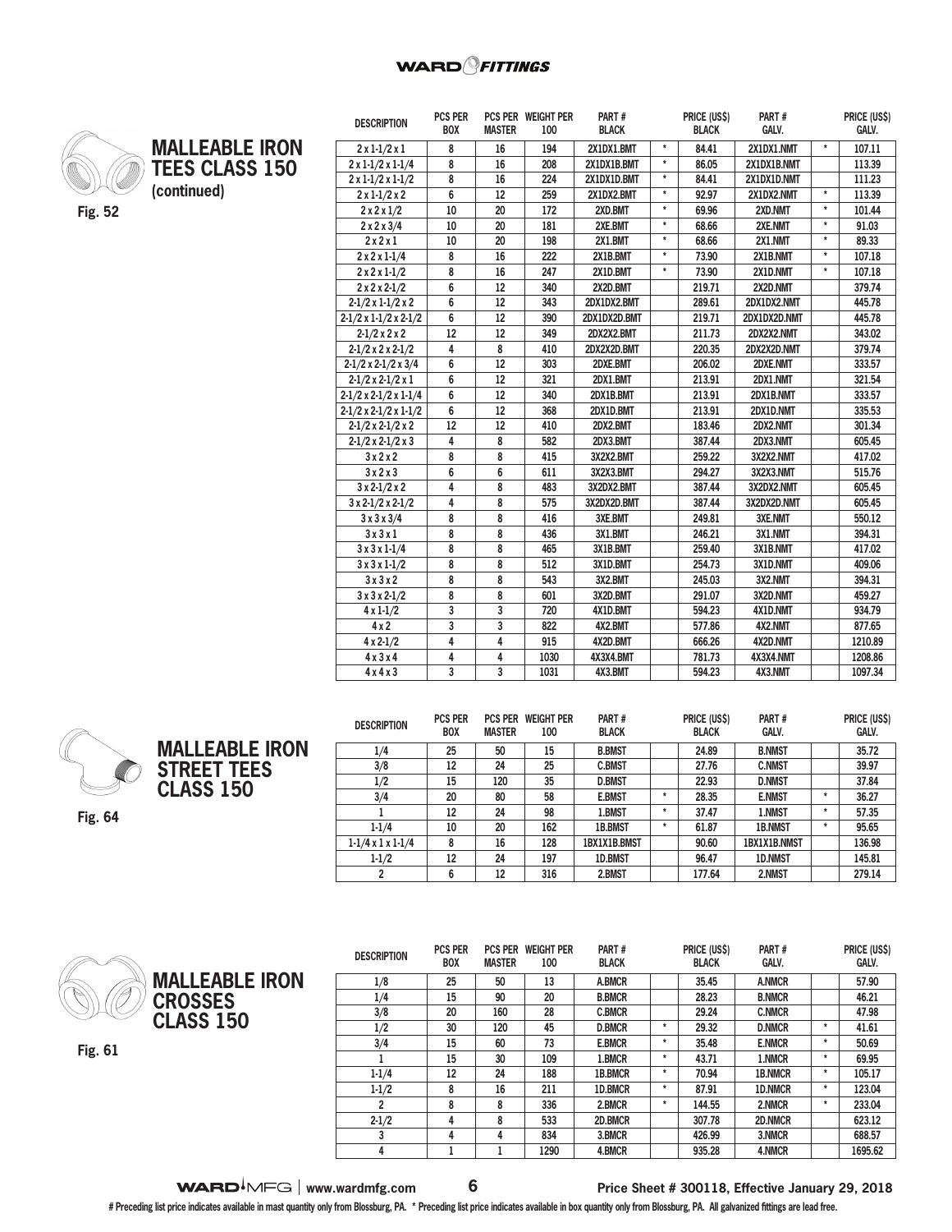## MALLEABLE IRON TEES CLASS 150 (continued)

Fig. 52

| DESCRIPTION | PCS PER BOX | PCS PER MASTER | WEIGHT PER 100 | PART # BLACK | | PRICE (US$) BLACK | PART # GALV. | | PRICE (US$) GALV. |
|---|---|---|---|---|---|---|---|---|---|
| 2 x 1-1/2 x 1 | 8 | 16 | 194 | 2X1DX1.BMT | * | 84.41 | 2X1DX1.NMT | * | 107.11 |
| 2 x 1-1/2 x 1-1/4 | 8 | 16 | 208 | 2X1DX1B.BMT | * | 86.05 | 2X1DX1B.NMT | | 113.39 |
| 2 x 1-1/2 x 1-1/2 | 8 | 16 | 224 | 2X1DX1D.BMT | * | 84.41 | 2X1DX1D.NMT | | 111.23 |
| 2 x 1-1/2 x 2 | 6 | 12 | 259 | 2X1DX2.BMT | * | 92.97 | 2X1DX2.NMT | * | 113.39 |
| 2 x 2 x 1/2 | 10 | 20 | 172 | 2XD.BMT | * | 69.96 | 2XD.NMT | * | 101.44 |
| 2 x 2 x 3/4 | 10 | 20 | 181 | 2XE.BMT | * | 68.66 | 2XE.NMT | * | 91.03 |
| 2 x 2 x 1 | 10 | 20 | 198 | 2X1.BMT | * | 68.66 | 2X1.NMT | * | 89.33 |
| 2 x 2 x 1-1/4 | 8 | 16 | 222 | 2X1B.BMT | * | 73.90 | 2X1B.NMT | * | 107.18 |
| 2 x 2 x 1-1/2 | 8 | 16 | 247 | 2X1D.BMT | * | 73.90 | 2X1D.NMT | * | 107.18 |
| 2 x 2 x 2-1/2 | 6 | 12 | 340 | 2X2D.BMT | | 219.71 | 2X2D.NMT | | 379.74 |
| 2-1/2 x 1-1/2 x 2 | 6 | 12 | 343 | 2DX1DX2.BMT | | 289.61 | 2DX1DX2.NMT | | 445.78 |
| 2-1/2 x 1-1/2 x 2-1/2 | 6 | 12 | 390 | 2DX1DX2D.BMT | | 219.71 | 2DX1DX2D.NMT | | 445.78 |
| 2-1/2 x 2 x 2 | 12 | 12 | 349 | 2DX2X2.BMT | | 211.73 | 2DX2X2.NMT | | 343.02 |
| 2-1/2 x 2 x 2-1/2 | 4 | 8 | 410 | 2DX2X2D.BMT | | 220.35 | 2DX2X2D.NMT | | 379.74 |
| 2-1/2 x 2-1/2 x 3/4 | 6 | 12 | 303 | 2DXE.BMT | | 206.02 | 2DXE.NMT | | 333.57 |
| 2-1/2 x 2-1/2 x 1 | 6 | 12 | 321 | 2DX1.BMT | | 213.91 | 2DX1.NMT | | 321.54 |
| 2-1/2 x 2-1/2 x 1-1/4 | 6 | 12 | 340 | 2DX1B.BMT | | 213.91 | 2DX1B.NMT | | 333.57 |
| 2-1/2 x 2-1/2 x 1-1/2 | 6 | 12 | 368 | 2DX1D.BMT | | 213.91 | 2DX1D.NMT | | 335.53 |
| 2-1/2 x 2-1/2 x 2 | 12 | 12 | 410 | 2DX2.BMT | | 183.46 | 2DX2.NMT | | 301.34 |
| 2-1/2 x 2-1/2 x 3 | 4 | 8 | 582 | 2DX3.BMT | | 387.44 | 2DX3.NMT | | 605.45 |
| 3 x 2 x 2 | 8 | 8 | 415 | 3X2X2.BMT | | 259.22 | 3X2X2.NMT | | 417.02 |
| 3 x 2 x 3 | 6 | 6 | 611 | 3X2X3.BMT | | 294.27 | 3X2X3.NMT | | 515.76 |
| 3 x 2-1/2 x 2 | 4 | 8 | 483 | 3X2DX2.BMT | | 387.44 | 3X2DX2.NMT | | 605.45 |
| 3 x 2-1/2 x 2-1/2 | 4 | 8 | 575 | 3X2DX2D.BMT | | 387.44 | 3X2DX2D.NMT | | 605.45 |
| 3 x 3 x 3/4 | 8 | 8 | 416 | 3XE.BMT | | 249.81 | 3XE.NMT | | 550.12 |
| 3 x 3 x 1 | 8 | 8 | 436 | 3X1.BMT | | 246.21 | 3X1.NMT | | 394.31 |
| 3 x 3 x 1-1/4 | 8 | 8 | 465 | 3X1B.BMT | | 259.40 | 3X1B.NMT | | 417.02 |
| 3 x 3 x 1-1/2 | 8 | 8 | 512 | 3X1D.BMT | | 254.73 | 3X1D.NMT | | 409.06 |
| 3 x 3 x 2 | 8 | 8 | 543 | 3X2.BMT | | 245.03 | 3X2.NMT | | 394.31 |
| 3 x 3 x 2-1/2 | 8 | 8 | 601 | 3X2D.BMT | | 291.07 | 3X2D.NMT | | 459.27 |
| 4 x 1-1/2 | 3 | 3 | 720 | 4X1D.BMT | | 594.23 | 4X1D.NMT | | 934.79 |
| 4 x 2 | 3 | 3 | 822 | 4X2.BMT | | 577.86 | 4X2.NMT | | 877.65 |
| 4 x 2-1/2 | 4 | 4 | 915 | 4X2D.BMT | | 666.26 | 4X2D.NMT | | 1210.89 |
| 4 x 3 x 4 | 4 | 4 | 1030 | 4X3X4.BMT | | 781.73 | 4X3X4.NMT | | 1208.86 |
| 4 x 4 x 3 | 3 | 3 | 1031 | 4X3.BMT | | 594.23 | 4X3.NMT | | 1097.34 |

## MALLEABLE IRON STREET TEES CLASS 150

Fig. 64

| DESCRIPTION | PCS PER BOX | PCS PER MASTER | WEIGHT PER 100 | PART # BLACK | | PRICE (US$) BLACK | PART # GALV. | | PRICE (US$) GALV. |
|---|---|---|---|---|---|---|---|---|---|
| 1/4 | 25 | 50 | 15 | B.BMST | | 24.89 | B.NMST | | 35.72 |
| 3/8 | 12 | 24 | 25 | C.BMST | | 27.76 | C.NMST | | 39.97 |
| 1/2 | 15 | 120 | 35 | D.BMST | | 22.93 | D.NMST | | 37.84 |
| 3/4 | 20 | 80 | 58 | E.BMST | * | 28.35 | E.NMST | * | 36.27 |
| 1 | 12 | 24 | 98 | 1.BMST | * | 37.47 | 1.NMST | * | 57.35 |
| 1-1/4 | 10 | 20 | 162 | 1B.BMST | * | 61.87 | 1B.NMST | * | 95.65 |
| 1-1/4 x 1 x 1-1/4 | 8 | 16 | 128 | 1BX1X1B.BMST | | 90.60 | 1BX1X1B.NMST | | 136.98 |
| 1-1/2 | 12 | 24 | 197 | 1D.BMST | | 96.47 | 1D.NMST | | 145.81 |
| 2 | 6 | 12 | 316 | 2.BMST | | 177.64 | 2.NMST | | 279.14 |

## MALLEABLE IRON CROSSES CLASS 150

Fig. 61

| DESCRIPTION | PCS PER BOX | PCS PER MASTER | WEIGHT PER 100 | PART # BLACK | | PRICE (US$) BLACK | PART # GALV. | | PRICE (US$) GALV. |
|---|---|---|---|---|---|---|---|---|---|
| 1/8 | 25 | 50 | 13 | A.BMCR | | 35.45 | A.NMCR | | 57.90 |
| 1/4 | 15 | 90 | 20 | B.BMCR | | 28.23 | B.NMCR | | 46.21 |
| 3/8 | 20 | 160 | 28 | C.BMCR | | 29.24 | C.NMCR | | 47.98 |
| 1/2 | 30 | 120 | 45 | D.BMCR | * | 29.32 | D.NMCR | * | 41.61 |
| 3/4 | 15 | 60 | 73 | E.BMCR | * | 35.48 | E.NMCR | * | 50.69 |
| 1 | 15 | 30 | 109 | 1.BMCR | * | 43.71 | 1.NMCR | * | 69.95 |
| 1-1/4 | 12 | 24 | 188 | 1B.BMCR | * | 70.94 | 1B.NMCR | * | 105.17 |
| 1-1/2 | 8 | 16 | 211 | 1D.BMCR | * | 87.91 | 1D.NMCR | * | 123.04 |
| 2 | 8 | 8 | 336 | 2.BMCR | * | 144.55 | 2.NMCR | * | 233.04 |
| 2-1/2 | 4 | 8 | 533 | 2D.BMCR | | 307.78 | 2D.NMCR | | 623.12 |
| 3 | 4 | 4 | 834 | 3.BMCR | | 426.99 | 3.NMCR | | 688.57 |
| 4 | 1 | 1 | 1290 | 4.BMCR | | 935.28 | 4.NMCR | | 1695.62 |

# Preceding list price indicates available in mast quantity only from Blossburg, PA. * Preceding list price indicates available in box quantity only from Blossburg, PA. All galvanized fittings are lead free.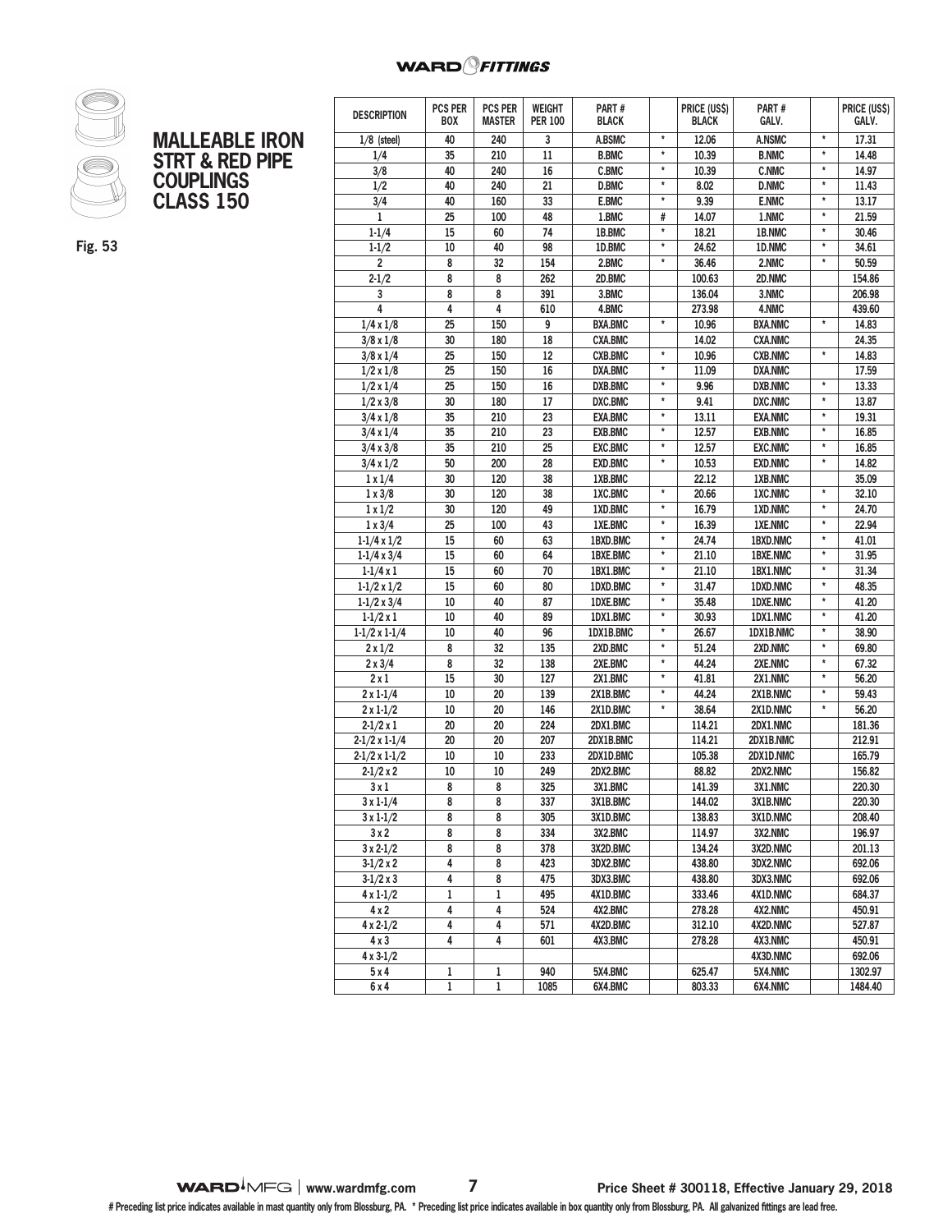## MALLEABLE IRON STRT & RED PIPE COUPLINGS CLASS 150

Fig. 53

| DESCRIPTION | PCS PER BOX | PCS PER MASTER | WEIGHT PER 100 | PART # BLACK | | PRICE (US$) BLACK | PART # GALV. | | PRICE (US$) GALV. |
|---|---|---|---|---|---|---|---|---|---|
| 1/8 (steel) | 40 | 240 | 3 | A.BSMC | * | 12.06 | A.NSMC | * | 17.31 |
| 1/4 | 35 | 210 | 11 | B.BMC | * | 10.39 | B.NMC | * | 14.48 |
| 3/8 | 40 | 240 | 16 | C.BMC | * | 10.39 | C.NMC | * | 14.97 |
| 1/2 | 40 | 240 | 21 | D.BMC | * | 8.02 | D.NMC | * | 11.43 |
| 3/4 | 40 | 160 | 33 | E.BMC | * | 9.39 | E.NMC | * | 13.17 |
| 1 | 25 | 100 | 48 | 1.BMC | # | 14.07 | 1.NMC | * | 21.59 |
| 1-1/4 | 15 | 60 | 74 | 1B.BMC | * | 18.21 | 1B.NMC | * | 30.46 |
| 1-1/2 | 10 | 40 | 98 | 1D.BMC | * | 24.62 | 1D.NMC | * | 34.61 |
| 2 | 8 | 32 | 154 | 2.BMC | * | 36.46 | 2.NMC | * | 50.59 |
| 2-1/2 | 8 | 8 | 262 | 2D.BMC | | 100.63 | 2D.NMC | | 154.86 |
| 3 | 8 | 8 | 391 | 3.BMC | | 136.04 | 3.NMC | | 206.98 |
| 4 | 4 | 4 | 610 | 4.BMC | | 273.98 | 4.NMC | | 439.60 |
| 1/4 x 1/8 | 25 | 150 | 9 | BXA.BMC | * | 10.96 | BXA.NMC | * | 14.83 |
| 3/8 x 1/8 | 30 | 180 | 18 | CXA.BMC | | 14.02 | CXA.NMC | | 24.35 |
| 3/8 x 1/4 | 25 | 150 | 12 | CXB.BMC | * | 10.96 | CXB.NMC | * | 14.83 |
| 1/2 x 1/8 | 25 | 150 | 16 | DXA.BMC | * | 11.09 | DXA.NMC | | 17.59 |
| 1/2 x 1/4 | 25 | 150 | 16 | DXB.BMC | * | 9.96 | DXB.NMC | * | 13.33 |
| 1/2 x 3/8 | 30 | 180 | 17 | DXC.BMC | * | 9.41 | DXC.NMC | * | 13.87 |
| 3/4 x 1/8 | 35 | 210 | 23 | EXA.BMC | * | 13.11 | EXA.NMC | * | 19.31 |
| 3/4 x 1/4 | 35 | 210 | 23 | EXB.BMC | * | 12.57 | EXB.NMC | * | 16.85 |
| 3/4 x 3/8 | 35 | 210 | 25 | EXC.BMC | * | 12.57 | EXC.NMC | * | 16.85 |
| 3/4 x 1/2 | 50 | 200 | 28 | EXD.BMC | * | 10.53 | EXD.NMC | * | 14.82 |
| 1 x 1/4 | 30 | 120 | 38 | 1XB.BMC | | 22.12 | 1XB.NMC | | 35.09 |
| 1 x 3/8 | 30 | 120 | 38 | 1XC.BMC | * | 20.66 | 1XC.NMC | * | 32.10 |
| 1 x 1/2 | 30 | 120 | 49 | 1XD.BMC | * | 16.79 | 1XD.NMC | * | 24.70 |
| 1 x 3/4 | 25 | 100 | 43 | 1XE.BMC | * | 16.39 | 1XE.NMC | * | 22.94 |
| 1-1/4 x 1/2 | 15 | 60 | 63 | 1BXD.BMC | * | 24.74 | 1BXD.NMC | * | 41.01 |
| 1-1/4 x 3/4 | 15 | 60 | 64 | 1BXE.BMC | * | 21.10 | 1BXE.NMC | * | 31.95 |
| 1-1/4 x 1 | 15 | 60 | 70 | 1BX1.BMC | * | 21.10 | 1BX1.NMC | * | 31.34 |
| 1-1/2 x 1/2 | 15 | 60 | 80 | 1DXD.BMC | * | 31.47 | 1DXD.NMC | * | 48.35 |
| 1-1/2 x 3/4 | 10 | 40 | 87 | 1DXE.BMC | * | 35.48 | 1DXE.NMC | * | 41.20 |
| 1-1/2 x 1 | 10 | 40 | 89 | 1DX1.BMC | * | 30.93 | 1DX1.NMC | * | 41.20 |
| 1-1/2 x 1-1/4 | 10 | 40 | 96 | 1DX1B.BMC | * | 26.67 | 1DX1B.NMC | * | 38.90 |
| 2 x 1/2 | 8 | 32 | 135 | 2XD.BMC | * | 51.24 | 2XD.NMC | * | 69.80 |
| 2 x 3/4 | 8 | 32 | 138 | 2XE.BMC | * | 44.24 | 2XE.NMC | * | 67.32 |
| 2 x 1 | 15 | 30 | 127 | 2X1.BMC | * | 41.81 | 2X1.NMC | * | 56.20 |
| 2 x 1-1/4 | 10 | 20 | 139 | 2X1B.BMC | * | 44.24 | 2X1B.NMC | * | 59.43 |
| 2 x 1-1/2 | 10 | 20 | 146 | 2X1D.BMC | * | 38.64 | 2X1D.NMC | * | 56.20 |
| 2-1/2 x 1 | 20 | 20 | 224 | 2DX1.BMC | | 114.21 | 2DX1.NMC | | 181.36 |
| 2-1/2 x 1-1/4 | 20 | 20 | 207 | 2DX1B.BMC | | 114.21 | 2DX1B.NMC | | 212.91 |
| 2-1/2 x 1-1/2 | 10 | 10 | 233 | 2DX1D.BMC | | 105.38 | 2DX1D.NMC | | 165.79 |
| 2-1/2 x 2 | 10 | 10 | 249 | 2DX2.BMC | | 88.82 | 2DX2.NMC | | 156.82 |
| 3 x 1 | 8 | 8 | 325 | 3X1.BMC | | 141.39 | 3X1.NMC | | 220.30 |
| 3 x 1-1/4 | 8 | 8 | 337 | 3X1B.BMC | | 144.02 | 3X1B.NMC | | 220.30 |
| 3 x 1-1/2 | 8 | 8 | 305 | 3X1D.BMC | | 138.83 | 3X1D.NMC | | 208.40 |
| 3 x 2 | 8 | 8 | 334 | 3X2.BMC | | 114.97 | 3X2.NMC | | 196.97 |
| 3 x 2-1/2 | 8 | 8 | 378 | 3X2D.BMC | | 134.24 | 3X2D.NMC | | 201.13 |
| 3-1/2 x 2 | 4 | 8 | 423 | 3DX2.BMC | | 438.80 | 3DX2.NMC | | 692.06 |
| 3-1/2 x 3 | 4 | 8 | 475 | 3DX3.BMC | | 438.80 | 3DX3.NMC | | 692.06 |
| 4 x 1-1/2 | 1 | 1 | 495 | 4X1D.BMC | | 333.46 | 4X1D.NMC | | 684.37 |
| 4 x 2 | 4 | 4 | 524 | 4X2.BMC | | 278.28 | 4X2.NMC | | 450.91 |
| 4 x 2-1/2 | 4 | 4 | 571 | 4X2D.BMC | | 312.10 | 4X2D.NMC | | 527.87 |
| 4 x 3 | 4 | 4 | 601 | 4X3.BMC | | 278.28 | 4X3.NMC | | 450.91 |
| 4 x 3-1/2 | | | | | | | 4X3D.NMC | | 692.06 |
| 5 x 4 | 1 | 1 | 940 | 5X4.BMC | | 625.47 | 5X4.NMC | | 1302.97 |
| 6 x 4 | 1 | 1 | 1085 | 6X4.BMC | | 803.33 | 6X4.NMC | | 1484.40 |

WARD MFG | www.wardmfg.com — Price Sheet # 300118, Effective January 29, 2018

# Preceding list price indicates available in mast quantity only from Blossburg, PA. * Preceding list price indicates available in box quantity only from Blossburg, PA. All galvanized fittings are lead free.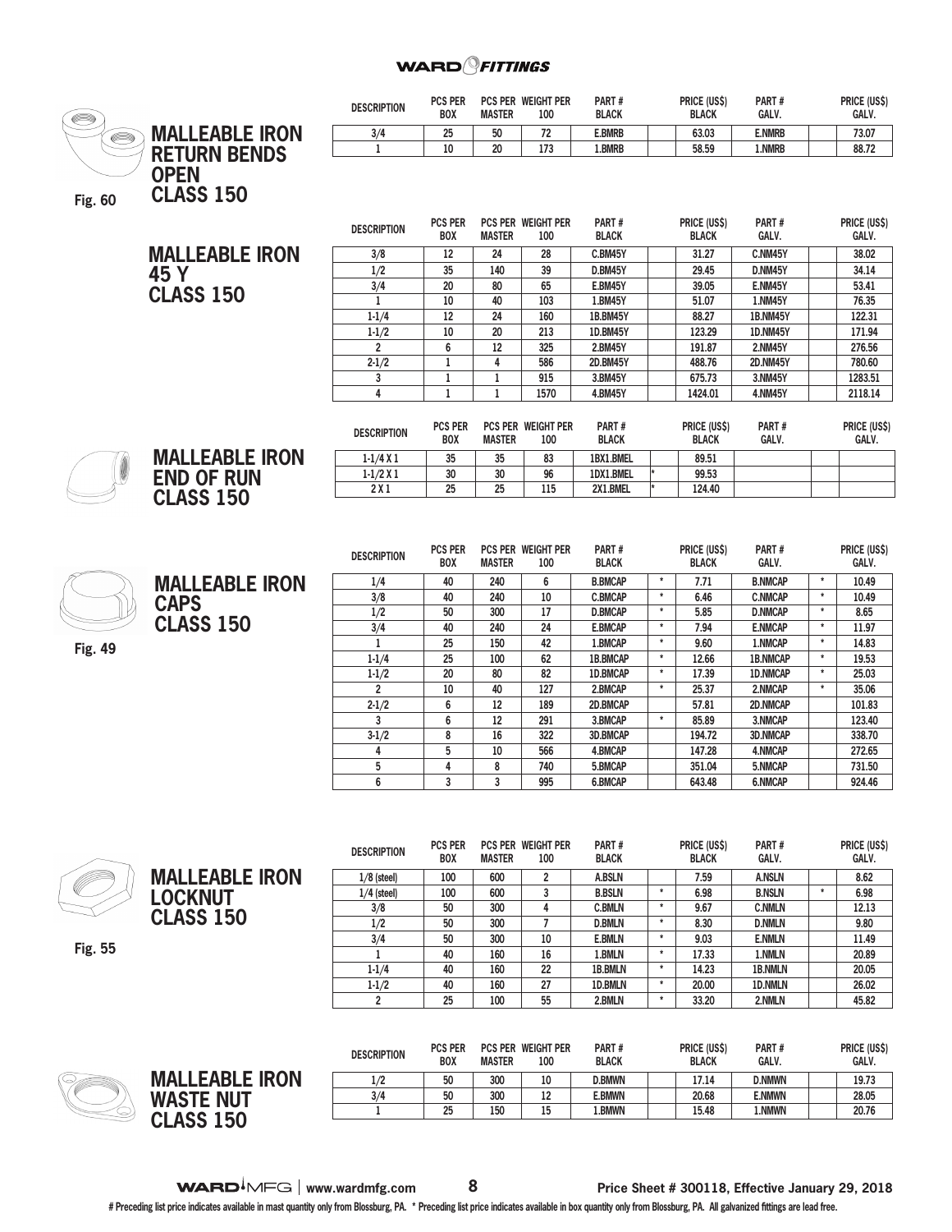## MALLEABLE IRON RETURN BENDS OPEN CLASS 150

Fig. 60

| DESCRIPTION | PCS PER BOX | PCS PER MASTER | WEIGHT PER 100 | PART # BLACK | | PRICE (US$) BLACK | PART # GALV. | | PRICE (US$) GALV. |
|---|---|---|---|---|---|---|---|---|---|
| 3/4 | 25 | 50 | 72 | E.BMRB | | 63.03 | E.NMRB | | 73.07 |
| 1 | 10 | 20 | 173 | 1.BMRB | | 58.59 | 1.NMRB | | 88.72 |

## MALLEABLE IRON 45 Y CLASS 150

| DESCRIPTION | PCS PER BOX | PCS PER MASTER | WEIGHT PER 100 | PART # BLACK | | PRICE (US$) BLACK | PART # GALV. | | PRICE (US$) GALV. |
|---|---|---|---|---|---|---|---|---|---|
| 3/8 | 12 | 24 | 28 | C.BM45Y | | 31.27 | C.NM45Y | | 38.02 |
| 1/2 | 35 | 140 | 39 | D.BM45Y | | 29.45 | D.NM45Y | | 34.14 |
| 3/4 | 20 | 80 | 65 | E.BM45Y | | 39.05 | E.NM45Y | | 53.41 |
| 1 | 10 | 40 | 103 | 1.BM45Y | | 51.07 | 1.NM45Y | | 76.35 |
| 1-1/4 | 12 | 24 | 160 | 1B.BM45Y | | 88.27 | 1B.NM45Y | | 122.31 |
| 1-1/2 | 10 | 20 | 213 | 1D.BM45Y | | 123.29 | 1D.NM45Y | | 171.94 |
| 2 | 6 | 12 | 325 | 2.BM45Y | | 191.87 | 2.NM45Y | | 276.56 |
| 2-1/2 | 1 | 4 | 586 | 2D.BM45Y | | 488.76 | 2D.NM45Y | | 780.60 |
| 3 | 1 | 1 | 915 | 3.BM45Y | | 675.73 | 3.NM45Y | | 1283.51 |
| 4 | 1 | 1 | 1570 | 4.BM45Y | | 1424.01 | 4.NM45Y | | 2118.14 |

## MALLEABLE IRON END OF RUN CLASS 150

| DESCRIPTION | PCS PER BOX | PCS PER MASTER | WEIGHT PER 100 | PART # BLACK | | PRICE (US$) BLACK | PART # GALV. | | PRICE (US$) GALV. |
|---|---|---|---|---|---|---|---|---|---|
| 1-1/4 X 1 | 35 | 35 | 83 | 1BX1.BMEL | | 89.51 | | | |
| 1-1/2 X 1 | 30 | 30 | 96 | 1DX1.BMEL | * | 99.53 | | | |
| 2 X 1 | 25 | 25 | 115 | 2X1.BMEL | * | 124.40 | | | |

## MALLEABLE IRON CAPS CLASS 150

Fig. 49

| DESCRIPTION | PCS PER BOX | PCS PER MASTER | WEIGHT PER 100 | PART # BLACK | | PRICE (US$) BLACK | PART # GALV. | | PRICE (US$) GALV. |
|---|---|---|---|---|---|---|---|---|---|
| 1/4 | 40 | 240 | 6 | B.BMCAP | * | 7.71 | B.NMCAP | * | 10.49 |
| 3/8 | 40 | 240 | 10 | C.BMCAP | * | 6.46 | C.NMCAP | * | 10.49 |
| 1/2 | 50 | 300 | 17 | D.BMCAP | * | 5.85 | D.NMCAP | * | 8.65 |
| 3/4 | 40 | 240 | 24 | E.BMCAP | * | 7.94 | E.NMCAP | * | 11.97 |
| 1 | 25 | 150 | 42 | 1.BMCAP | * | 9.60 | 1.NMCAP | * | 14.83 |
| 1-1/4 | 25 | 100 | 62 | 1B.BMCAP | * | 12.66 | 1B.NMCAP | * | 19.53 |
| 1-1/2 | 20 | 80 | 82 | 1D.BMCAP | * | 17.39 | 1D.NMCAP | * | 25.03 |
| 2 | 10 | 40 | 127 | 2.BMCAP | * | 25.37 | 2.NMCAP | * | 35.06 |
| 2-1/2 | 6 | 12 | 189 | 2D.BMCAP | | 57.81 | 2D.NMCAP | | 101.83 |
| 3 | 6 | 12 | 291 | 3.BMCAP | * | 85.89 | 3.NMCAP | | 123.40 |
| 3-1/2 | 8 | 16 | 322 | 3D.BMCAP | | 194.72 | 3D.NMCAP | | 338.70 |
| 4 | 5 | 10 | 566 | 4.BMCAP | | 147.28 | 4.NMCAP | | 272.65 |
| 5 | 4 | 8 | 740 | 5.BMCAP | | 351.04 | 5.NMCAP | | 731.50 |
| 6 | 3 | 3 | 995 | 6.BMCAP | | 643.48 | 6.NMCAP | | 924.46 |

## MALLEABLE IRON LOCKNUT CLASS 150

Fig. 55

| DESCRIPTION | PCS PER BOX | PCS PER MASTER | WEIGHT PER 100 | PART # BLACK | | PRICE (US$) BLACK | PART # GALV. | | PRICE (US$) GALV. |
|---|---|---|---|---|---|---|---|---|---|
| 1/8 (steel) | 100 | 600 | 2 | A.BSLN | | 7.59 | A.NSLN | | 8.62 |
| 1/4 (steel) | 100 | 600 | 3 | B.BSLN | * | 6.98 | B.NSLN | * | 6.98 |
| 3/8 | 50 | 300 | 4 | C.BMLN | * | 9.67 | C.NMLN | | 12.13 |
| 1/2 | 50 | 300 | 7 | D.BMLN | * | 8.30 | D.NMLN | | 9.80 |
| 3/4 | 50 | 300 | 10 | E.BMLN | * | 9.03 | E.NMLN | | 11.49 |
| 1 | 40 | 160 | 16 | 1.BMLN | * | 17.33 | 1.NMLN | | 20.89 |
| 1-1/4 | 40 | 160 | 22 | 1B.BMLN | * | 14.23 | 1B.NMLN | | 20.05 |
| 1-1/2 | 40 | 160 | 27 | 1D.BMLN | * | 20.00 | 1D.NMLN | | 26.02 |
| 2 | 25 | 100 | 55 | 2.BMLN | * | 33.20 | 2.NMLN | | 45.82 |

## MALLEABLE IRON WASTE NUT CLASS 150

| DESCRIPTION | PCS PER BOX | PCS PER MASTER | WEIGHT PER 100 | PART # BLACK | | PRICE (US$) BLACK | PART # GALV. | | PRICE (US$) GALV. |
|---|---|---|---|---|---|---|---|---|---|
| 1/2 | 50 | 300 | 10 | D.BMWN | | 17.14 | D.NMWN | | 19.73 |
| 3/4 | 50 | 300 | 12 | E.BMWN | | 20.68 | E.NMWN | | 28.05 |
| 1 | 25 | 150 | 15 | 1.BMWN | | 15.48 | 1.NMWN | | 20.76 |

Price Sheet # 300118, Effective January 29, 2018

# Preceding list price indicates available in mast quantity only from Blossburg, PA. * Preceding list price indicates available in box quantity only from Blossburg, PA. All galvanized fittings are lead free.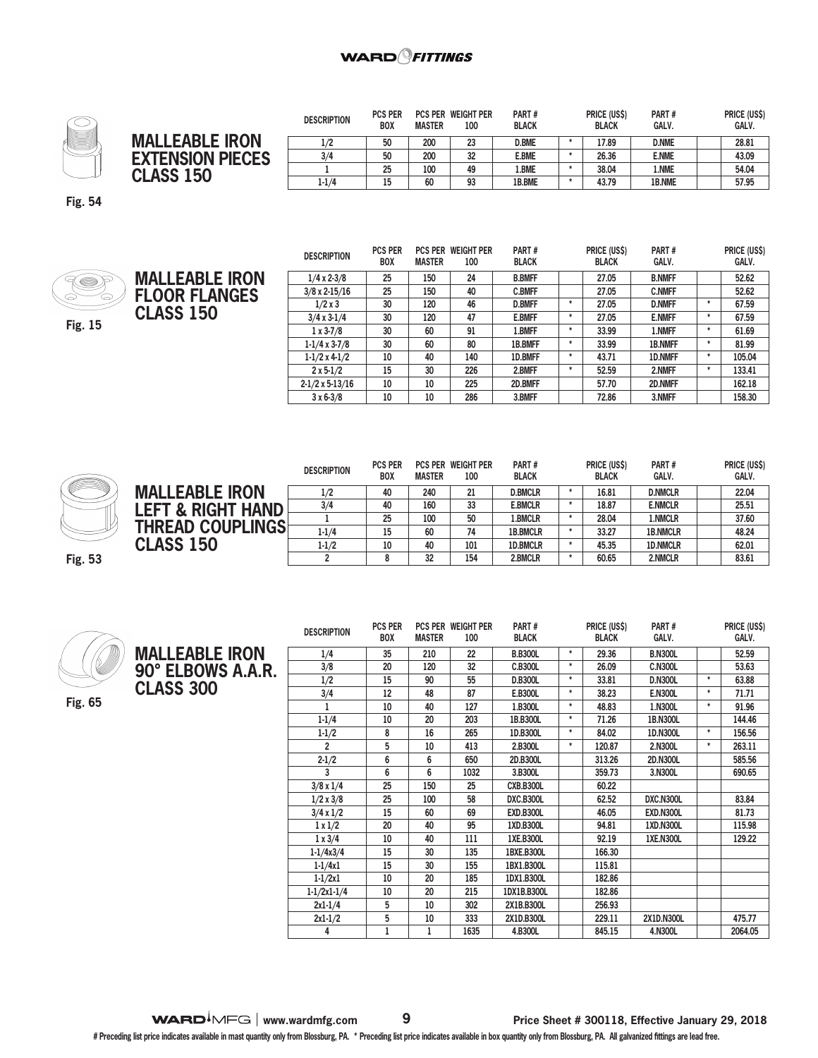## MALLEABLE IRON EXTENSION PIECES CLASS 150

Fig. 54

| DESCRIPTION | PCS PER BOX | PCS PER MASTER | WEIGHT PER 100 | PART # BLACK | | PRICE (US$) BLACK | PART # GALV. | | PRICE (US$) GALV. |
|---|---|---|---|---|---|---|---|---|---|
| 1/2 | 50 | 200 | 23 | D.BME | * | 17.89 | D.NME | | 28.81 |
| 3/4 | 50 | 200 | 32 | E.BME | * | 26.36 | E.NME | | 43.09 |
| 1 | 25 | 100 | 49 | 1.BME | * | 38.04 | 1.NME | | 54.04 |
| 1-1/4 | 15 | 60 | 93 | 1B.BME | * | 43.79 | 1B.NME | | 57.95 |

## MALLEABLE IRON FLOOR FLANGES CLASS 150

Fig. 15

| DESCRIPTION | PCS PER BOX | PCS PER MASTER | WEIGHT PER 100 | PART # BLACK | | PRICE (US$) BLACK | PART # GALV. | | PRICE (US$) GALV. |
|---|---|---|---|---|---|---|---|---|---|
| 1/4 x 2-3/8 | 25 | 150 | 24 | B.BMFF | | 27.05 | B.NMFF | | 52.62 |
| 3/8 x 2-15/16 | 25 | 150 | 40 | C.BMFF | | 27.05 | C.NMFF | | 52.62 |
| 1/2 x 3 | 30 | 120 | 46 | D.BMFF | * | 27.05 | D.NMFF | * | 67.59 |
| 3/4 x 3-1/4 | 30 | 120 | 47 | E.BMFF | * | 27.05 | E.NMFF | * | 67.59 |
| 1 x 3-7/8 | 30 | 60 | 91 | 1.BMFF | * | 33.99 | 1.NMFF | * | 61.69 |
| 1-1/4 x 3-7/8 | 30 | 60 | 80 | 1B.BMFF | * | 33.99 | 1B.NMFF | * | 81.99 |
| 1-1/2 x 4-1/2 | 10 | 40 | 140 | 1D.BMFF | * | 43.71 | 1D.NMFF | * | 105.04 |
| 2 x 5-1/2 | 15 | 30 | 226 | 2.BMFF | * | 52.59 | 2.NMFF | * | 133.41 |
| 2-1/2 x 5-13/16 | 10 | 10 | 225 | 2D.BMFF | | 57.70 | 2D.NMFF | | 162.18 |
| 3 x 6-3/8 | 10 | 10 | 286 | 3.BMFF | | 72.86 | 3.NMFF | | 158.30 |

## MALLEABLE IRON LEFT & RIGHT HAND THREAD COUPLINGS CLASS 150

Fig. 53

| DESCRIPTION | PCS PER BOX | PCS PER MASTER | WEIGHT PER 100 | PART # BLACK | | PRICE (US$) BLACK | PART # GALV. | | PRICE (US$) GALV. |
|---|---|---|---|---|---|---|---|---|---|
| 1/2 | 40 | 240 | 21 | D.BMCLR | * | 16.81 | D.NMCLR | | 22.04 |
| 3/4 | 40 | 160 | 33 | E.BMCLR | * | 18.87 | E.NMCLR | | 25.51 |
| 1 | 25 | 100 | 50 | 1.BMCLR | * | 28.04 | 1.NMCLR | | 37.60 |
| 1-1/4 | 15 | 60 | 74 | 1B.BMCLR | * | 33.27 | 1B.NMCLR | | 48.24 |
| 1-1/2 | 10 | 40 | 101 | 1D.BMCLR | * | 45.35 | 1D.NMCLR | | 62.01 |
| 2 | 8 | 32 | 154 | 2.BMCLR | * | 60.65 | 2.NMCLR | | 83.61 |

## MALLEABLE IRON 90° ELBOWS A.A.R. CLASS 300

Fig. 65

| DESCRIPTION | PCS PER BOX | PCS PER MASTER | WEIGHT PER 100 | PART # BLACK | | PRICE (US$) BLACK | PART # GALV. | | PRICE (US$) GALV. |
|---|---|---|---|---|---|---|---|---|---|
| 1/4 | 35 | 210 | 22 | B.B300L | * | 29.36 | B.N300L | | 52.59 |
| 3/8 | 20 | 120 | 32 | C.B300L | * | 26.09 | C.N300L | | 53.63 |
| 1/2 | 15 | 90 | 55 | D.B300L | * | 33.81 | D.N300L | * | 63.88 |
| 3/4 | 12 | 48 | 87 | E.B300L | * | 38.23 | E.N300L | * | 71.71 |
| 1 | 10 | 40 | 127 | 1.B300L | * | 48.83 | 1.N300L | * | 91.96 |
| 1-1/4 | 10 | 20 | 203 | 1B.B300L | * | 71.26 | 1B.N300L | | 144.46 |
| 1-1/2 | 8 | 16 | 265 | 1D.B300L | * | 84.02 | 1D.N300L | * | 156.56 |
| 2 | 5 | 10 | 413 | 2.B300L | * | 120.87 | 2.N300L | * | 263.11 |
| 2-1/2 | 6 | 6 | 650 | 2D.B300L | | 313.26 | 2D.N300L | | 585.56 |
| 3 | 6 | 6 | 1032 | 3.B300L | | 359.73 | 3.N300L | | 690.65 |
| 3/8 x 1/4 | 25 | 150 | 25 | CXB.B300L | | 60.22 | | | |
| 1/2 x 3/8 | 25 | 100 | 58 | DXC.B300L | | 62.52 | DXC.N300L | | 83.84 |
| 3/4 x 1/2 | 15 | 60 | 69 | EXD.B300L | | 46.05 | EXD.N300L | | 81.73 |
| 1 x 1/2 | 20 | 40 | 95 | 1XD.B300L | | 94.81 | 1XD.N300L | | 115.98 |
| 1 x 3/4 | 10 | 40 | 111 | 1XE.B300L | | 92.19 | 1XE.N300L | | 129.22 |
| 1-1/4x3/4 | 15 | 30 | 135 | 1BXE.B300L | | 166.30 | | | |
| 1-1/4x1 | 15 | 30 | 155 | 1BX1.B300L | | 115.81 | | | |
| 1-1/2x1 | 10 | 20 | 185 | 1DX1.B300L | | 182.86 | | | |
| 1-1/2x1-1/4 | 10 | 20 | 215 | 1DX1B.B300L | | 182.86 | | | |
| 2x1-1/4 | 5 | 10 | 302 | 2X1B.B300L | | 256.93 | | | |
| 2x1-1/2 | 5 | 10 | 333 | 2X1D.B300L | | 229.11 | 2X1D.N300L | | 475.77 |
| 4 | 1 | 1 | 1635 | 4.B300L | | 845.15 | 4.N300L | | 2064.05 |

www.wardmfg.com | Price Sheet # 300118, Effective January 29, 2018

# Preceding list price indicates available in mast quantity only from Blossburg, PA. * Preceding list price indicates available in box quantity only from Blossburg, PA. All galvanized fittings are lead free.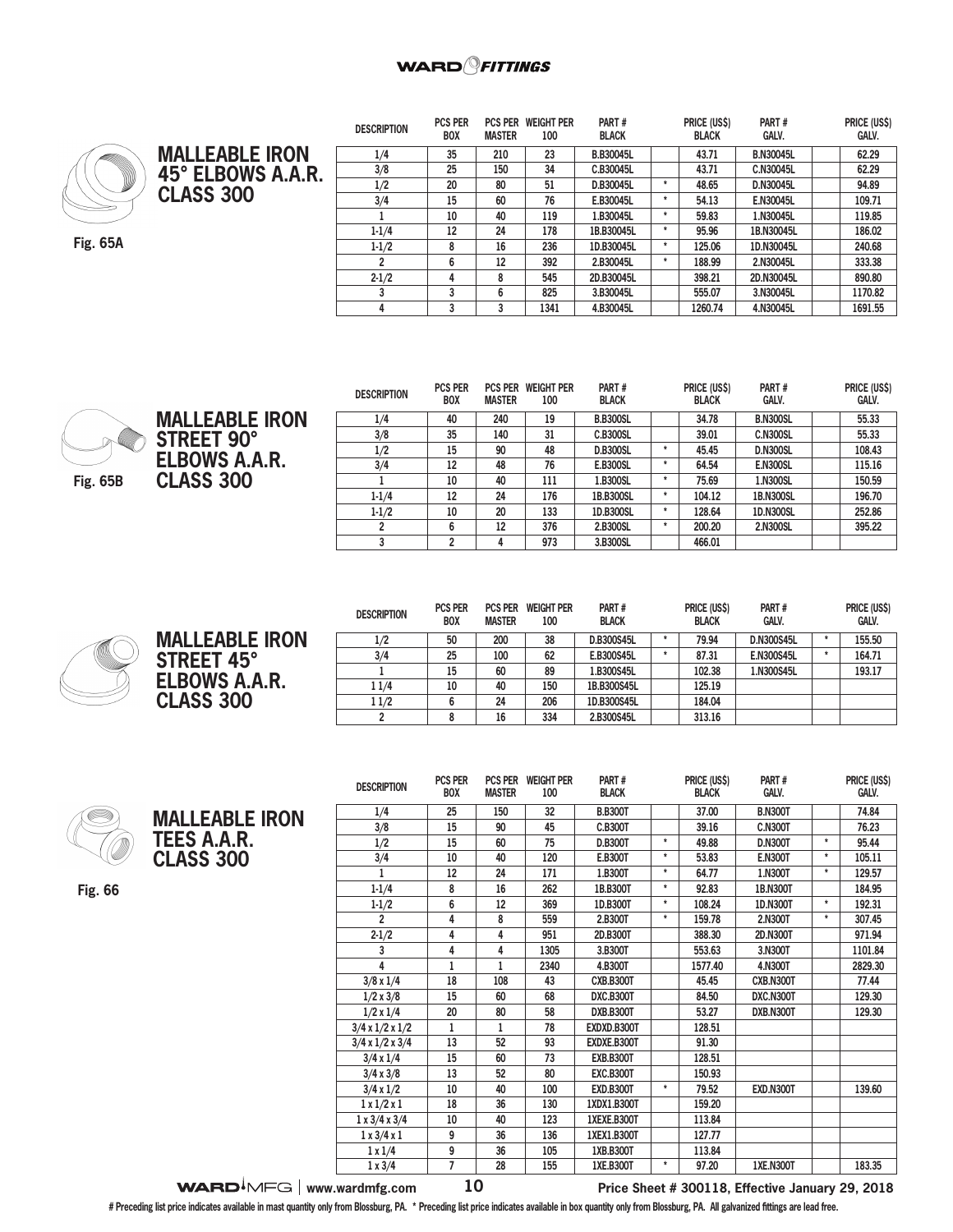## MALLEABLE IRON 45° ELBOWS A.A.R. CLASS 300

Fig. 65A

| DESCRIPTION | PCS PER BOX | PCS PER MASTER | WEIGHT PER 100 | PART # BLACK | | PRICE (US$) BLACK | PART # GALV. | | PRICE (US$) GALV. |
|---|---|---|---|---|---|---|---|---|---|
| 1/4 | 35 | 210 | 23 | B.B30045L | | 43.71 | B.N30045L | | 62.29 |
| 3/8 | 25 | 150 | 34 | C.B30045L | | 43.71 | C.N30045L | | 62.29 |
| 1/2 | 20 | 80 | 51 | D.B30045L | * | 48.65 | D.N30045L | | 94.89 |
| 3/4 | 15 | 60 | 76 | E.B30045L | * | 54.13 | E.N30045L | | 109.71 |
| 1 | 10 | 40 | 119 | 1.B30045L | * | 59.83 | 1.N30045L | | 119.85 |
| 1-1/4 | 12 | 24 | 178 | 1B.B30045L | * | 95.96 | 1B.N30045L | | 186.02 |
| 1-1/2 | 8 | 16 | 236 | 1D.B30045L | * | 125.06 | 1D.N30045L | | 240.68 |
| 2 | 6 | 12 | 392 | 2.B30045L | * | 188.99 | 2.N30045L | | 333.38 |
| 2-1/2 | 4 | 8 | 545 | 2D.B30045L | | 398.21 | 2D.N30045L | | 890.80 |
| 3 | 3 | 6 | 825 | 3.B30045L | | 555.07 | 3.N30045L | | 1170.82 |
| 4 | 3 | 3 | 1341 | 4.B30045L | | 1260.74 | 4.N30045L | | 1691.55 |

## MALLEABLE IRON STREET 90° ELBOWS A.A.R. CLASS 300

Fig. 65B

| DESCRIPTION | PCS PER BOX | PCS PER MASTER | WEIGHT PER 100 | PART # BLACK | | PRICE (US$) BLACK | PART # GALV. | | PRICE (US$) GALV. |
|---|---|---|---|---|---|---|---|---|---|
| 1/4 | 40 | 240 | 19 | B.B300SL | | 34.78 | B.N300SL | | 55.33 |
| 3/8 | 35 | 140 | 31 | C.B300SL | | 39.01 | C.N300SL | | 55.33 |
| 1/2 | 15 | 90 | 48 | D.B300SL | * | 45.45 | D.N300SL | | 108.43 |
| 3/4 | 12 | 48 | 76 | E.B300SL | * | 64.54 | E.N300SL | | 115.16 |
| 1 | 10 | 40 | 111 | 1.B300SL | * | 75.69 | 1.N300SL | | 150.59 |
| 1-1/4 | 12 | 24 | 176 | 1B.B300SL | * | 104.12 | 1B.N300SL | | 196.70 |
| 1-1/2 | 10 | 20 | 133 | 1D.B300SL | * | 128.64 | 1D.N300SL | | 252.86 |
| 2 | 6 | 12 | 376 | 2.B300SL | * | 200.20 | 2.N300SL | | 395.22 |
| 3 | 2 | 4 | 973 | 3.B300SL | | 466.01 | | | |

## MALLEABLE IRON STREET 45° ELBOWS A.A.R. CLASS 300

| DESCRIPTION | PCS PER BOX | PCS PER MASTER | WEIGHT PER 100 | PART # BLACK | | PRICE (US$) BLACK | PART # GALV. | | PRICE (US$) GALV. |
|---|---|---|---|---|---|---|---|---|---|
| 1/2 | 50 | 200 | 38 | D.B300S45L | * | 79.94 | D.N300S45L | * | 155.50 |
| 3/4 | 25 | 100 | 62 | E.B300S45L | * | 87.31 | E.N300S45L | * | 164.71 |
| 1 | 15 | 60 | 89 | 1.B300S45L | | 102.38 | 1.N300S45L | | 193.17 |
| 1 1/4 | 10 | 40 | 150 | 1B.B300S45L | | 125.19 | | | |
| 1 1/2 | 6 | 24 | 206 | 1D.B300S45L | | 184.04 | | | |
| 2 | 8 | 16 | 334 | 2.B300S45L | | 313.16 | | | |

## MALLEABLE IRON TEES A.A.R. CLASS 300

Fig. 66

| DESCRIPTION | PCS PER BOX | PCS PER MASTER | WEIGHT PER 100 | PART # BLACK | | PRICE (US$) BLACK | PART # GALV. | | PRICE (US$) GALV. |
|---|---|---|---|---|---|---|---|---|---|
| 1/4 | 25 | 150 | 32 | B.B300T | | 37.00 | B.N300T | | 74.84 |
| 3/8 | 15 | 90 | 45 | C.B300T | | 39.16 | C.N300T | | 76.23 |
| 1/2 | 15 | 60 | 75 | D.B300T | * | 49.88 | D.N300T | * | 95.44 |
| 3/4 | 10 | 40 | 120 | E.B300T | * | 53.83 | E.N300T | * | 105.11 |
| 1 | 12 | 24 | 171 | 1.B300T | * | 64.77 | 1.N300T | * | 129.57 |
| 1-1/4 | 8 | 16 | 262 | 1B.B300T | * | 92.83 | 1B.N300T | | 184.95 |
| 1-1/2 | 6 | 12 | 369 | 1D.B300T | * | 108.24 | 1D.N300T | * | 192.31 |
| 2 | 4 | 8 | 559 | 2.B300T | * | 159.78 | 2.N300T | * | 307.45 |
| 2-1/2 | 4 | 4 | 951 | 2D.B300T | | 388.30 | 2D.N300T | | 971.94 |
| 3 | 4 | 4 | 1305 | 3.B300T | | 553.63 | 3.N300T | | 1101.84 |
| 4 | 1 | 1 | 2340 | 4.B300T | | 1577.40 | 4.N300T | | 2829.30 |
| 3/8 x 1/4 | 18 | 108 | 43 | CXB.B300T | | 45.45 | CXB.N300T | | 77.44 |
| 1/2 x 3/8 | 15 | 60 | 68 | DXC.B300T | | 84.50 | DXC.N300T | | 129.30 |
| 1/2 x 1/4 | 20 | 80 | 58 | DXB.B300T | | 53.27 | DXB.N300T | | 129.30 |
| 3/4 x 1/2 x 1/2 | 1 | 1 | 78 | EXDXD.B300T | | 128.51 | | | |
| 3/4 x 1/2 x 3/4 | 13 | 52 | 93 | EXDXE.B300T | | 91.30 | | | |
| 3/4 x 1/4 | 15 | 60 | 73 | EXB.B300T | | 128.51 | | | |
| 3/4 x 3/8 | 13 | 52 | 80 | EXC.B300T | | 150.93 | | | |
| 3/4 x 1/2 | 10 | 40 | 100 | EXD.B300T | * | 79.52 | EXD.N300T | | 139.60 |
| 1 x 1/2 x 1 | 18 | 36 | 130 | 1XDX1.B300T | | 159.20 | | | |
| 1 x 3/4 x 3/4 | 10 | 40 | 123 | 1XEXE.B300T | | 113.84 | | | |
| 1 x 3/4 x 1 | 9 | 36 | 136 | 1XEX1.B300T | | 127.77 | | | |
| 1 x 1/4 | 9 | 36 | 105 | 1XB.B300T | | 113.84 | | | |
| 1 x 3/4 | 7 | 28 | 155 | 1XE.B300T | * | 97.20 | 1XE.N300T | | 183.35 |

www.wardmfg.com | Price Sheet # 300118, Effective January 29, 2018

# Preceding list price indicates available in mast quantity only from Blossburg, PA. * Preceding list price indicates available in box quantity only from Blossburg, PA. All galvanized fittings are lead free.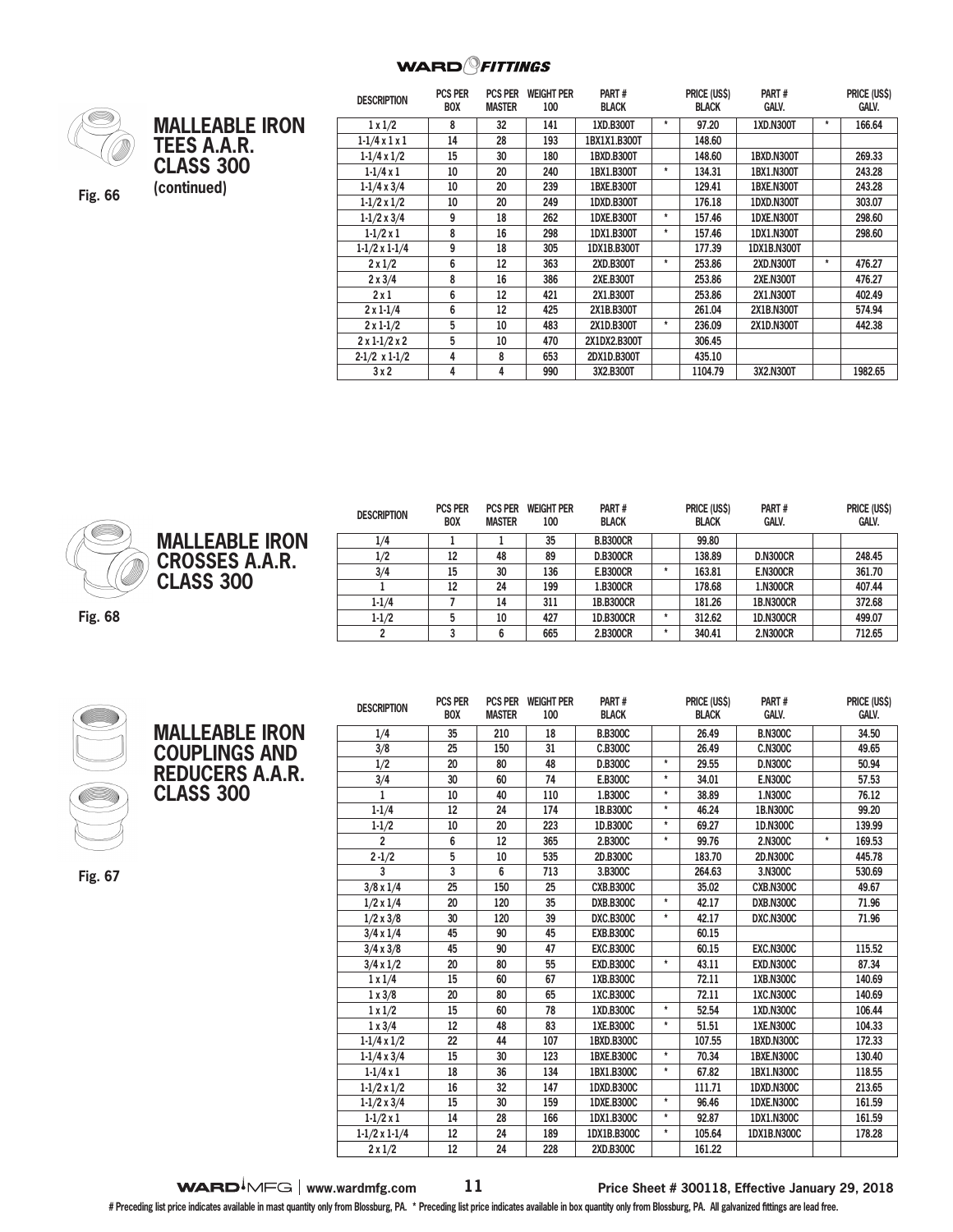## MALLEABLE IRON TEES A.A.R. CLASS 300 (continued)

Fig. 66

| DESCRIPTION | PCS PER BOX | PCS PER MASTER | WEIGHT PER 100 | PART # BLACK | | PRICE (US$) BLACK | PART # GALV. | | PRICE (US$) GALV. |
|---|---|---|---|---|---|---|---|---|---|
| 1 x 1/2 | 8 | 32 | 141 | 1XD.B300T | * | 97.20 | 1XD.N300T | * | 166.64 |
| 1-1/4 x 1 x 1 | 14 | 28 | 193 | 1BX1X1.B300T | | 148.60 | | | |
| 1-1/4 x 1/2 | 15 | 30 | 180 | 1BXD.B300T | | 148.60 | 1BXD.N300T | | 269.33 |
| 1-1/4 x 1 | 10 | 20 | 240 | 1BX1.B300T | * | 134.31 | 1BX1.N300T | | 243.28 |
| 1-1/4 x 3/4 | 10 | 20 | 239 | 1BXE.B300T | | 129.41 | 1BXE.N300T | | 243.28 |
| 1-1/2 x 1/2 | 10 | 20 | 249 | 1DXD.B300T | | 176.18 | 1DXD.N300T | | 303.07 |
| 1-1/2 x 3/4 | 9 | 18 | 262 | 1DXE.B300T | * | 157.46 | 1DXE.N300T | | 298.60 |
| 1-1/2 x 1 | 8 | 16 | 298 | 1DX1.B300T | * | 157.46 | 1DX1.N300T | | 298.60 |
| 1-1/2 x 1-1/4 | 9 | 18 | 305 | 1DX1B.B300T | | 177.39 | 1DX1B.N300T | | |
| 2 x 1/2 | 6 | 12 | 363 | 2XD.B300T | * | 253.86 | 2XD.N300T | * | 476.27 |
| 2 x 3/4 | 8 | 16 | 386 | 2XE.B300T | | 253.86 | 2XE.N300T | | 476.27 |
| 2 x 1 | 6 | 12 | 421 | 2X1.B300T | | 253.86 | 2X1.N300T | | 402.49 |
| 2 x 1-1/4 | 6 | 12 | 425 | 2X1B.B300T | | 261.04 | 2X1B.N300T | | 574.94 |
| 2 x 1-1/2 | 5 | 10 | 483 | 2X1D.B300T | * | 236.09 | 2X1D.N300T | | 442.38 |
| 2 x 1-1/2 x 2 | 5 | 10 | 470 | 2X1DX2.B300T | | 306.45 | | | |
| 2-1/2 x 1-1/2 | 4 | 8 | 653 | 2DX1D.B300T | | 435.10 | | | |
| 3 x 2 | 4 | 4 | 990 | 3X2.B300T | | 1104.79 | 3X2.N300T | | 1982.65 |

## MALLEABLE IRON CROSSES A.A.R. CLASS 300

Fig. 68

| DESCRIPTION | PCS PER BOX | PCS PER MASTER | WEIGHT PER 100 | PART # BLACK | | PRICE (US$) BLACK | PART # GALV. | | PRICE (US$) GALV. |
|---|---|---|---|---|---|---|---|---|---|
| 1/4 | 1 | 1 | 35 | B.B300CR | | 99.80 | | | |
| 1/2 | 12 | 48 | 89 | D.B300CR | | 138.89 | D.N300CR | | 248.45 |
| 3/4 | 15 | 30 | 136 | E.B300CR | * | 163.81 | E.N300CR | | 361.70 |
| 1 | 12 | 24 | 199 | 1.B300CR | | 178.68 | 1.N300CR | | 407.44 |
| 1-1/4 | 7 | 14 | 311 | 1B.B300CR | | 181.26 | 1B.N300CR | | 372.68 |
| 1-1/2 | 5 | 10 | 427 | 1D.B300CR | * | 312.62 | 1D.N300CR | | 499.07 |
| 2 | 3 | 6 | 665 | 2.B300CR | * | 340.41 | 2.N300CR | | 712.65 |

## MALLEABLE IRON COUPLINGS AND REDUCERS A.A.R. CLASS 300

Fig. 67

| DESCRIPTION | PCS PER BOX | PCS PER MASTER | WEIGHT PER 100 | PART # BLACK | | PRICE (US$) BLACK | PART # GALV. | | PRICE (US$) GALV. |
|---|---|---|---|---|---|---|---|---|---|
| 1/4 | 35 | 210 | 18 | B.B300C | | 26.49 | B.N300C | | 34.50 |
| 3/8 | 25 | 150 | 31 | C.B300C | | 26.49 | C.N300C | | 49.65 |
| 1/2 | 20 | 80 | 48 | D.B300C | * | 29.55 | D.N300C | | 50.94 |
| 3/4 | 30 | 60 | 74 | E.B300C | * | 34.01 | E.N300C | | 57.53 |
| 1 | 10 | 40 | 110 | 1.B300C | * | 38.89 | 1.N300C | | 76.12 |
| 1-1/4 | 12 | 24 | 174 | 1B.B300C | * | 46.24 | 1B.N300C | | 99.20 |
| 1-1/2 | 10 | 20 | 223 | 1D.B300C | * | 69.27 | 1D.N300C | | 139.99 |
| 2 | 6 | 12 | 365 | 2.B300C | * | 99.76 | 2.N300C | * | 169.53 |
| 2 -1/2 | 5 | 10 | 535 | 2D.B300C | | 183.70 | 2D.N300C | | 445.78 |
| 3 | 3 | 6 | 713 | 3.B300C | | 264.63 | 3.N300C | | 530.69 |
| 3/8 x 1/4 | 25 | 150 | 25 | CXB.B300C | | 35.02 | CXB.N300C | | 49.67 |
| 1/2 x 1/4 | 20 | 120 | 35 | DXB.B300C | * | 42.17 | DXB.N300C | | 71.96 |
| 1/2 x 3/8 | 30 | 120 | 39 | DXC.B300C | * | 42.17 | DXC.N300C | | 71.96 |
| 3/4 x 1/4 | 45 | 90 | 45 | EXB.B300C | | 60.15 | | | |
| 3/4 x 3/8 | 45 | 90 | 47 | EXC.B300C | | 60.15 | EXC.N300C | | 115.52 |
| 3/4 x 1/2 | 20 | 80 | 55 | EXD.B300C | * | 43.11 | EXD.N300C | | 87.34 |
| 1 x 1/4 | 15 | 60 | 67 | 1XB.B300C | | 72.11 | 1XB.N300C | | 140.69 |
| 1 x 3/8 | 20 | 80 | 65 | 1XC.B300C | | 72.11 | 1XC.N300C | | 140.69 |
| 1 x 1/2 | 15 | 60 | 78 | 1XD.B300C | * | 52.54 | 1XD.N300C | | 106.44 |
| 1 x 3/4 | 12 | 48 | 83 | 1XE.B300C | * | 51.51 | 1XE.N300C | | 104.33 |
| 1-1/4 x 1/2 | 22 | 44 | 107 | 1BXD.B300C | | 107.55 | 1BXD.N300C | | 172.33 |
| 1-1/4 x 3/4 | 15 | 30 | 123 | 1BXE.B300C | * | 70.34 | 1BXE.N300C | | 130.40 |
| 1-1/4 x 1 | 18 | 36 | 134 | 1BX1.B300C | * | 67.82 | 1BX1.N300C | | 118.55 |
| 1-1/2 x 1/2 | 16 | 32 | 147 | 1DXD.B300C | | 111.71 | 1DXD.N300C | | 213.65 |
| 1-1/2 x 3/4 | 15 | 30 | 159 | 1DXE.B300C | * | 96.46 | 1DXE.N300C | | 161.59 |
| 1-1/2 x 1 | 14 | 28 | 166 | 1DX1.B300C | * | 92.87 | 1DX1.N300C | | 161.59 |
| 1-1/2 x 1-1/4 | 12 | 24 | 189 | 1DX1B.B300C | * | 105.64 | 1DX1B.N300C | | 178.28 |
| 2 x 1/2 | 12 | 24 | 228 | 2XD.B300C | | 161.22 | | | |

# Preceding list price indicates available in mast quantity only from Blossburg, PA. * Preceding list price indicates available in box quantity only from Blossburg, PA. All galvanized fittings are lead free.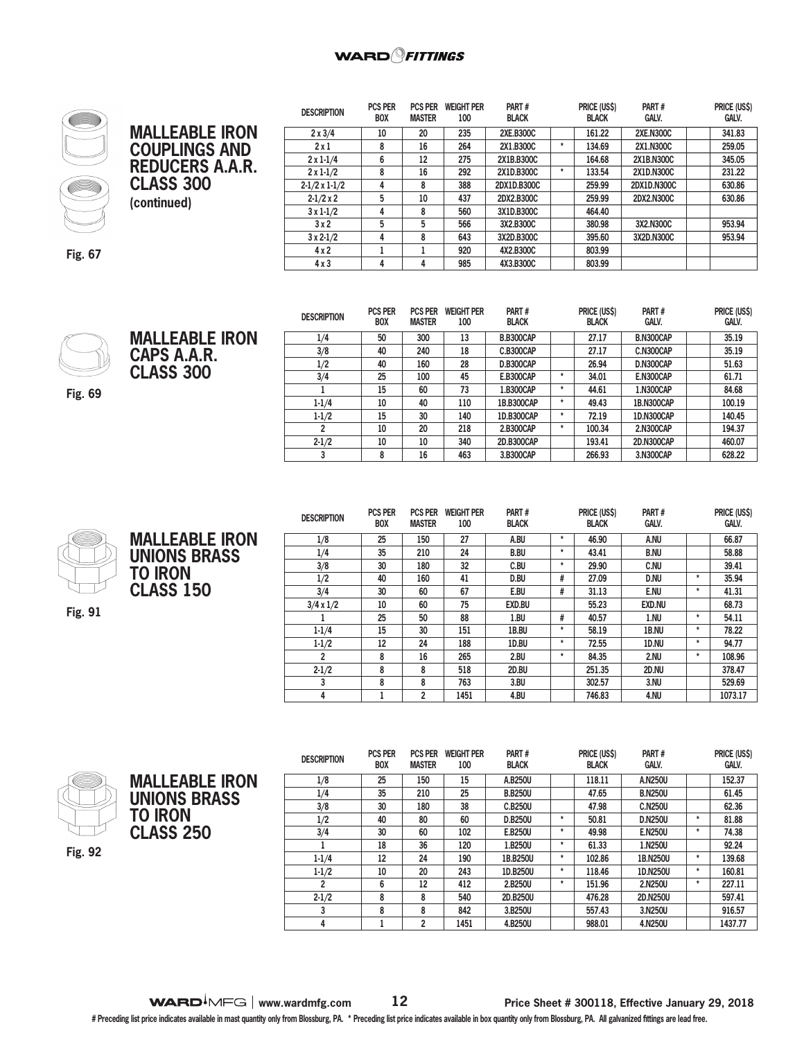## MALLEABLE IRON COUPLINGS AND REDUCERS A.A.R. CLASS 300

(continued)

Fig. 67

| DESCRIPTION | PCS PER BOX | PCS PER MASTER | WEIGHT PER 100 | PART # BLACK | | PRICE (US$) BLACK | PART # GALV. | | PRICE (US$) GALV. |
|---|---|---|---|---|---|---|---|---|---|
| 2 x 3/4 | 10 | 20 | 235 | 2XE.B300C | | 161.22 | 2XE.N300C | | 341.83 |
| 2 x 1 | 8 | 16 | 264 | 2X1.B300C | * | 134.69 | 2X1.N300C | | 259.05 |
| 2 x 1-1/4 | 6 | 12 | 275 | 2X1B.B300C | | 164.68 | 2X1B.N300C | | 345.05 |
| 2 x 1-1/2 | 8 | 16 | 292 | 2X1D.B300C | * | 133.54 | 2X1D.N300C | | 231.22 |
| 2-1/2 x 1-1/2 | 4 | 8 | 388 | 2DX1D.B300C | | 259.99 | 2DX1D.N300C | | 630.86 |
| 2-1/2 x 2 | 5 | 10 | 437 | 2DX2.B300C | | 259.99 | 2DX2.N300C | | 630.86 |
| 3 x 1-1/2 | 4 | 8 | 560 | 3X1D.B300C | | 464.40 | | | |
| 3 x 2 | 5 | 5 | 566 | 3X2.B300C | | 380.98 | 3X2.N300C | | 953.94 |
| 3 x 2-1/2 | 4 | 8 | 643 | 3X2D.B300C | | 395.60 | 3X2D.N300C | | 953.94 |
| 4 x 2 | 1 | 1 | 920 | 4X2.B300C | | 803.99 | | | |
| 4 x 3 | 4 | 4 | 985 | 4X3.B300C | | 803.99 | | | |

## MALLEABLE IRON CAPS A.A.R. CLASS 300

Fig. 69

| DESCRIPTION | PCS PER BOX | PCS PER MASTER | WEIGHT PER 100 | PART # BLACK | | PRICE (US$) BLACK | PART # GALV. | | PRICE (US$) GALV. |
|---|---|---|---|---|---|---|---|---|---|
| 1/4 | 50 | 300 | 13 | B.B300CAP | | 27.17 | B.N300CAP | | 35.19 |
| 3/8 | 40 | 240 | 18 | C.B300CAP | | 27.17 | C.N300CAP | | 35.19 |
| 1/2 | 40 | 160 | 28 | D.B300CAP | | 26.94 | D.N300CAP | | 51.63 |
| 3/4 | 25 | 100 | 45 | E.B300CAP | * | 34.01 | E.N300CAP | | 61.71 |
| 1 | 15 | 60 | 73 | 1.B300CAP | * | 44.61 | 1.N300CAP | | 84.68 |
| 1-1/4 | 10 | 40 | 110 | 1B.B300CAP | * | 49.43 | 1B.N300CAP | | 100.19 |
| 1-1/2 | 15 | 30 | 140 | 1D.B300CAP | * | 72.19 | 1D.N300CAP | | 140.45 |
| 2 | 10 | 20 | 218 | 2.B300CAP | * | 100.34 | 2.N300CAP | | 194.37 |
| 2-1/2 | 10 | 10 | 340 | 2D.B300CAP | | 193.41 | 2D.N300CAP | | 460.07 |
| 3 | 8 | 16 | 463 | 3.B300CAP | | 266.93 | 3.N300CAP | | 628.22 |

## MALLEABLE IRON UNIONS BRASS TO IRON CLASS 150

Fig. 91

| DESCRIPTION | PCS PER BOX | PCS PER MASTER | WEIGHT PER 100 | PART # BLACK | | PRICE (US$) BLACK | PART # GALV. | | PRICE (US$) GALV. |
|---|---|---|---|---|---|---|---|---|---|
| 1/8 | 25 | 150 | 27 | A.BU | * | 46.90 | A.NU | | 66.87 |
| 1/4 | 35 | 210 | 24 | B.BU | * | 43.41 | B.NU | | 58.88 |
| 3/8 | 30 | 180 | 32 | C.BU | * | 29.90 | C.NU | | 39.41 |
| 1/2 | 40 | 160 | 41 | D.BU | # | 27.09 | D.NU | * | 35.94 |
| 3/4 | 30 | 60 | 67 | E.BU | # | 31.13 | E.NU | * | 41.31 |
| 3/4 x 1/2 | 10 | 60 | 75 | EXD.BU | | 55.23 | EXD.NU | | 68.73 |
| 1 | 25 | 50 | 88 | 1.BU | # | 40.57 | 1.NU | * | 54.11 |
| 1-1/4 | 15 | 30 | 151 | 1B.BU | * | 58.19 | 1B.NU | * | 78.22 |
| 1-1/2 | 12 | 24 | 188 | 1D.BU | * | 72.55 | 1D.NU | * | 94.77 |
| 2 | 8 | 16 | 265 | 2.BU | * | 84.35 | 2.NU | * | 108.96 |
| 2-1/2 | 8 | 8 | 518 | 2D.BU | | 251.35 | 2D.NU | | 378.47 |
| 3 | 8 | 8 | 763 | 3.BU | | 302.57 | 3.NU | | 529.69 |
| 4 | 1 | 2 | 1451 | 4.BU | | 746.83 | 4.NU | | 1073.17 |

## MALLEABLE IRON UNIONS BRASS TO IRON CLASS 250

Fig. 92

| DESCRIPTION | PCS PER BOX | PCS PER MASTER | WEIGHT PER 100 | PART # BLACK | | PRICE (US$) BLACK | PART # GALV. | | PRICE (US$) GALV. |
|---|---|---|---|---|---|---|---|---|---|
| 1/8 | 25 | 150 | 15 | A.B250U | | 118.11 | A.N250U | | 152.37 |
| 1/4 | 35 | 210 | 25 | B.B250U | | 47.65 | B.N250U | | 61.45 |
| 3/8 | 30 | 180 | 38 | C.B250U | | 47.98 | C.N250U | | 62.36 |
| 1/2 | 40 | 80 | 60 | D.B250U | * | 50.81 | D.N250U | * | 81.88 |
| 3/4 | 30 | 60 | 102 | E.B250U | * | 49.98 | E.N250U | * | 74.38 |
| 1 | 18 | 36 | 120 | 1.B250U | * | 61.33 | 1.N250U | | 92.24 |
| 1-1/4 | 12 | 24 | 190 | 1B.B250U | * | 102.86 | 1B.N250U | * | 139.68 |
| 1-1/2 | 10 | 20 | 243 | 1D.B250U | * | 118.46 | 1D.N250U | * | 160.81 |
| 2 | 6 | 12 | 412 | 2.B250U | * | 151.96 | 2.N250U | * | 227.11 |
| 2-1/2 | 8 | 8 | 540 | 2D.B250U | | 476.28 | 2D.N250U | | 597.41 |
| 3 | 8 | 8 | 842 | 3.B250U | | 557.43 | 3.N250U | | 916.57 |
| 4 | 1 | 2 | 1451 | 4.B250U | | 988.01 | 4.N250U | | 1437.77 |

WARD MFG | www.wardmfg.com Price Sheet # 300118, Effective January 29, 2018

# Preceding list price indicates available in mast quantity only from Blossburg, PA. * Preceding list price indicates available in box quantity only from Blossburg, PA. All galvanized fittings are lead free.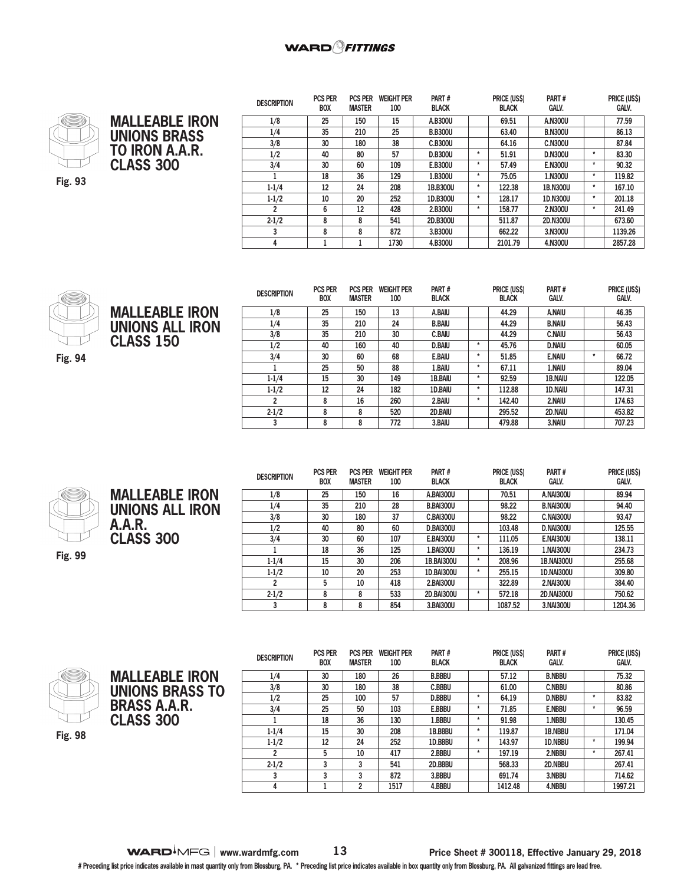## MALLEABLE IRON UNIONS BRASS TO IRON A.A.R. CLASS 300

Fig. 93

| DESCRIPTION | PCS PER BOX | PCS PER MASTER | WEIGHT PER 100 | PART # BLACK | | PRICE (US$) BLACK | PART # GALV. | | PRICE (US$) GALV. |
|---|---|---|---|---|---|---|---|---|---|
| 1/8 | 25 | 150 | 15 | A.B300U | | 69.51 | A.N300U | | 77.59 |
| 1/4 | 35 | 210 | 25 | B.B300U | | 63.40 | B.N300U | | 86.13 |
| 3/8 | 30 | 180 | 38 | C.B300U | | 64.16 | C.N300U | | 87.84 |
| 1/2 | 40 | 80 | 57 | D.B300U | * | 51.91 | D.N300U | * | 83.30 |
| 3/4 | 30 | 60 | 109 | E.B300U | * | 57.49 | E.N300U | * | 90.32 |
| 1 | 18 | 36 | 129 | 1.B300U | * | 75.05 | 1.N300U | * | 119.82 |
| 1-1/4 | 12 | 24 | 208 | 1B.B300U | * | 122.38 | 1B.N300U | * | 167.10 |
| 1-1/2 | 10 | 20 | 252 | 1D.B300U | * | 128.17 | 1D.N300U | * | 201.18 |
| 2 | 6 | 12 | 428 | 2.B300U | * | 158.77 | 2.N300U | * | 241.49 |
| 2-1/2 | 8 | 8 | 541 | 2D.B300U | | 511.87 | 2D.N300U | | 673.60 |
| 3 | 8 | 8 | 872 | 3.B300U | | 662.22 | 3.N300U | | 1139.26 |
| 4 | 1 | 1 | 1730 | 4.B300U | | 2101.79 | 4.N300U | | 2857.28 |

## MALLEABLE IRON UNIONS ALL IRON CLASS 150

Fig. 94

| DESCRIPTION | PCS PER BOX | PCS PER MASTER | WEIGHT PER 100 | PART # BLACK | | PRICE (US$) BLACK | PART # GALV. | | PRICE (US$) GALV. |
|---|---|---|---|---|---|---|---|---|---|
| 1/8 | 25 | 150 | 13 | A.BAIU | | 44.29 | A.NAIU | | 46.35 |
| 1/4 | 35 | 210 | 24 | B.BAIU | | 44.29 | B.NAIU | | 56.43 |
| 3/8 | 35 | 210 | 30 | C.BAIU | | 44.29 | C.NAIU | | 56.43 |
| 1/2 | 40 | 160 | 40 | D.BAIU | * | 45.76 | D.NAIU | | 60.05 |
| 3/4 | 30 | 60 | 68 | E.BAIU | * | 51.85 | E.NAIU | * | 66.72 |
| 1 | 25 | 50 | 88 | 1.BAIU | * | 67.11 | 1.NAIU | | 89.04 |
| 1-1/4 | 15 | 30 | 149 | 1B.BAIU | * | 92.59 | 1B.NAIU | | 122.05 |
| 1-1/2 | 12 | 24 | 182 | 1D.BAIU | * | 112.88 | 1D.NAIU | | 147.31 |
| 2 | 8 | 16 | 260 | 2.BAIU | * | 142.40 | 2.NAIU | | 174.63 |
| 2-1/2 | 8 | 8 | 520 | 2D.BAIU | | 295.52 | 2D.NAIU | | 453.82 |
| 3 | 8 | 8 | 772 | 3.BAIU | | 479.88 | 3.NAIU | | 707.23 |

## MALLEABLE IRON UNIONS ALL IRON A.A.R. CLASS 300

Fig. 99

| DESCRIPTION | PCS PER BOX | PCS PER MASTER | WEIGHT PER 100 | PART # BLACK | | PRICE (US$) BLACK | PART # GALV. | | PRICE (US$) GALV. |
|---|---|---|---|---|---|---|---|---|---|
| 1/8 | 25 | 150 | 16 | A.BAI300U | | 70.51 | A.NAI300U | | 89.94 |
| 1/4 | 35 | 210 | 28 | B.BAI300U | | 98.22 | B.NAI300U | | 94.40 |
| 3/8 | 30 | 180 | 37 | C.BAI300U | | 98.22 | C.NAI300U | | 93.47 |
| 1/2 | 40 | 80 | 60 | D.BAI300U | | 103.48 | D.NAI300U | | 125.55 |
| 3/4 | 30 | 60 | 107 | E.BAI300U | * | 111.05 | E.NAI300U | | 138.11 |
| 1 | 18 | 36 | 125 | 1.BAI300U | * | 136.19 | 1.NAI300U | | 234.73 |
| 1-1/4 | 15 | 30 | 206 | 1B.BAI300U | * | 208.96 | 1B.NAI300U | | 255.68 |
| 1-1/2 | 10 | 20 | 253 | 1D.BAI300U | * | 255.15 | 1D.NAI300U | | 309.80 |
| 2 | 5 | 10 | 418 | 2.BAI300U | | 322.89 | 2.NAI300U | | 384.40 |
| 2-1/2 | 8 | 8 | 533 | 2D.BAI300U | * | 572.18 | 2D.NAI300U | | 750.62 |
| 3 | 8 | 8 | 854 | 3.BAI300U | | 1087.52 | 3.NAI300U | | 1204.36 |

## MALLEABLE IRON UNIONS BRASS TO BRASS A.A.R. CLASS 300

Fig. 98

| DESCRIPTION | PCS PER BOX | PCS PER MASTER | WEIGHT PER 100 | PART # BLACK | | PRICE (US$) BLACK | PART # GALV. | | PRICE (US$) GALV. |
|---|---|---|---|---|---|---|---|---|---|
| 1/4 | 30 | 180 | 26 | B.BBBU | | 57.12 | B.NBBU | | 75.32 |
| 3/8 | 30 | 180 | 38 | C.BBBU | | 61.00 | C.NBBU | | 80.86 |
| 1/2 | 25 | 100 | 57 | D.BBBU | * | 64.19 | D.NBBU | * | 83.82 |
| 3/4 | 25 | 50 | 103 | E.BBBU | * | 71.85 | E.NBBU | * | 96.59 |
| 1 | 18 | 36 | 130 | 1.BBBU | * | 91.98 | 1.NBBU | | 130.45 |
| 1-1/4 | 15 | 30 | 208 | 1B.BBBU | * | 119.87 | 1B.NBBU | | 171.04 |
| 1-1/2 | 12 | 24 | 252 | 1D.BBBU | * | 143.97 | 1D.NBBU | * | 199.94 |
| 2 | 5 | 10 | 417 | 2.BBBU | * | 197.19 | 2.NBBU | * | 267.41 |
| 2-1/2 | 3 | 3 | 541 | 2D.BBBU | | 568.33 | 2D.NBBU | | 267.41 |
| 3 | 3 | 3 | 872 | 3.BBBU | | 691.74 | 3.NBBU | | 714.62 |
| 4 | 1 | 2 | 1517 | 4.BBBU | | 1412.48 | 4.NBBU | | 1997.21 |

Price Sheet # 300118, Effective January 29, 2018

# Preceding list price indicates available in mast quantity only from Blossburg, PA. * Preceding list price indicates available in box quantity only from Blossburg, PA. All galvanized fittings are lead free.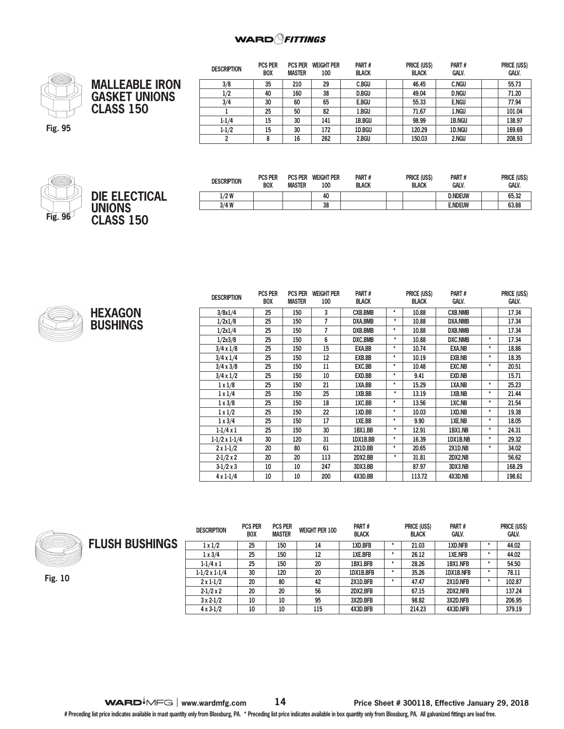## MALLEABLE IRON GASKET UNIONS CLASS 150

Fig. 95

| DESCRIPTION | PCS PER BOX | PCS PER MASTER | WEIGHT PER 100 | PART # BLACK | | PRICE (US$) BLACK | PART # GALV. | | PRICE (US$) GALV. |
|---|---|---|---|---|---|---|---|---|---|
| 3/8 | 35 | 210 | 29 | C.BGU | | 46.45 | C.NGU | | 55.73 |
| 1/2 | 40 | 160 | 38 | D.BGU | | 49.04 | D.NGU | | 71.20 |
| 3/4 | 30 | 60 | 65 | E.BGU | | 55.33 | E.NGU | | 77.94 |
| 1 | 25 | 50 | 82 | 1.BGU | | 71.67 | 1.NGU | | 101.04 |
| 1-1/4 | 15 | 30 | 141 | 1B.BGU | | 98.99 | 1B.NGU | | 138.97 |
| 1-1/2 | 15 | 30 | 172 | 1D.BGU | | 120.29 | 1D.NGU | | 169.69 |
| 2 | 8 | 16 | 262 | 2.BGU | | 150.03 | 2.NGU | | 208.93 |

## DIE ELECTICAL UNIONS CLASS 150

Fig. 96

| DESCRIPTION | PCS PER BOX | PCS PER MASTER | WEIGHT PER 100 | PART # BLACK | | PRICE (US$) BLACK | PART # GALV. | | PRICE (US$) GALV. |
|---|---|---|---|---|---|---|---|---|---|
| 1/2 W | | | 40 | | | | D.NDEUW | | 65.32 |
| 3/4 W | | | 38 | | | | E.NDEUW | | 63.88 |

## HEXAGON BUSHINGS

| DESCRIPTION | PCS PER BOX | PCS PER MASTER | WEIGHT PER 100 | PART # BLACK | | PRICE (US$) BLACK | PART # GALV. | | PRICE (US$) GALV. |
|---|---|---|---|---|---|---|---|---|---|
| 3/8x1/4 | 25 | 150 | 3 | CXB.BMB | * | 10.88 | CXB.NMB | | 17.34 |
| 1/2x1/8 | 25 | 150 | 7 | DXA.BMB | * | 10.88 | DXA.NMB | | 17.34 |
| 1/2x1/4 | 25 | 150 | 7 | DXB.BMB | * | 10.88 | DXB.NMB | | 17.34 |
| 1/2x3/8 | 25 | 150 | 6 | DXC.BMB | * | 10.88 | DXC.NMB | * | 17.34 |
| 3/4 x 1/8 | 25 | 150 | 15 | EXA.BB | * | 10.74 | EXA.NB | * | 18.86 |
| 3/4 x 1/4 | 25 | 150 | 12 | EXB.BB | * | 10.19 | EXB.NB | * | 18.35 |
| 3/4 x 3/8 | 25 | 150 | 11 | EXC.BB | * | 10.48 | EXC.NB | * | 20.51 |
| 3/4 x 1/2 | 25 | 150 | 10 | EXD.BB | * | 9.41 | EXD.NB | | 15.71 |
| 1 x 1/8 | 25 | 150 | 21 | 1XA.BB | * | 15.29 | 1XA.NB | * | 25.23 |
| 1 x 1/4 | 25 | 150 | 25 | 1XB.BB | * | 13.19 | 1XB.NB | * | 21.44 |
| 1 x 3/8 | 25 | 150 | 18 | 1XC.BB | * | 13.56 | 1XC.NB | * | 21.54 |
| 1 x 1/2 | 25 | 150 | 22 | 1XD.BB | * | 10.03 | 1XD.NB | * | 19.38 |
| 1 x 3/4 | 25 | 150 | 17 | 1XE.BB | * | 9.90 | 1XE.NB | * | 18.05 |
| 1-1/4 x 1 | 25 | 150 | 30 | 1BX1.BB | * | 12.91 | 1BX1.NB | * | 24.31 |
| 1-1/2 x 1-1/4 | 30 | 120 | 31 | 1DX1B.BB | * | 16.39 | 1DX1B.NB | * | 29.32 |
| 2 x 1-1/2 | 20 | 80 | 61 | 2X1D.BB | * | 20.65 | 2X1D.NB | * | 34.02 |
| 2-1/2 x 2 | 20 | 20 | 113 | 2DX2.BB | * | 31.81 | 2DX2.NB | | 56.62 |
| 3-1/2 x 3 | 10 | 10 | 247 | 3DX3.BB | | 87.97 | 3DX3.NB | | 168.29 |
| 4 x 1-1/4 | 10 | 10 | 200 | 4X3D.BB | | 113.72 | 4X3D.NB | | 198.61 |

## FLUSH BUSHINGS

Fig. 10

| DESCRIPTION | PCS PER BOX | PCS PER MASTER | WEIGHT PER 100 | PART # BLACK | | PRICE (US$) BLACK | PART # GALV. | | PRICE (US$) GALV. |
|---|---|---|---|---|---|---|---|---|---|
| 1 x 1/2 | 25 | 150 | 14 | 1XD.BFB | * | 21.03 | 1XD.NFB | * | 44.02 |
| 1 x 3/4 | 25 | 150 | 12 | 1XE.BFB | * | 26.12 | 1XE.NFB | * | 44.02 |
| 1-1/4 x 1 | 25 | 150 | 20 | 1BX1.BFB | * | 28.26 | 1BX1.NFB | * | 54.50 |
| 1-1/2 x 1-1/4 | 30 | 120 | 20 | 1DX1B.BFB | * | 35.26 | 1DX1B.NFB | * | 78.11 |
| 2 x 1-1/2 | 20 | 80 | 42 | 2X1D.BFB | * | 47.47 | 2X1D.NFB | * | 102.87 |
| 2-1/2 x 2 | 20 | 20 | 56 | 2DX2.BFB | | 67.15 | 2DX2.NFB | | 137.24 |
| 3 x 2-1/2 | 10 | 10 | 95 | 3X2D.BFB | | 98.82 | 3X2D.NFB | | 206.95 |
| 4 x 3-1/2 | 10 | 10 | 115 | 4X3D.BFB | | 214.23 | 4X3D.NFB | | 379.19 |

# Preceding list price indicates available in mast quantity only from Blossburg, PA. * Preceding list price indicates available in box quantity only from Blossburg, PA. All galvanized fittings are lead free.